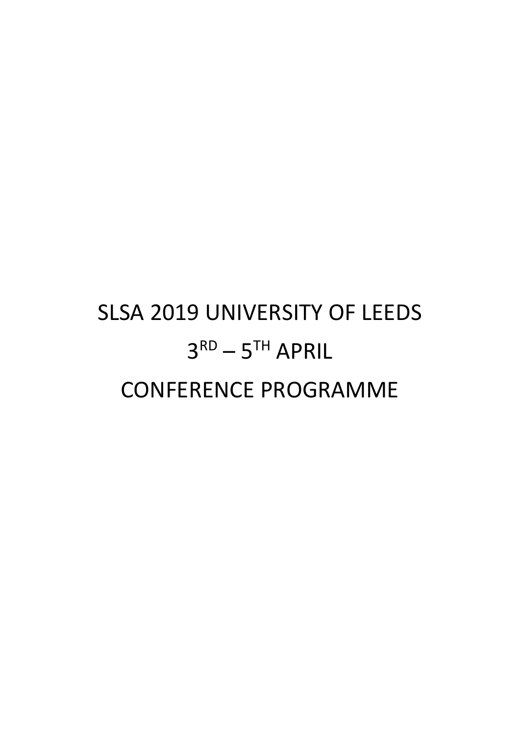# SLSA 2019 UNIVERSITY OF LEEDS

# 3RD – 5TH APRIL

# CONFERENCE PROGRAMME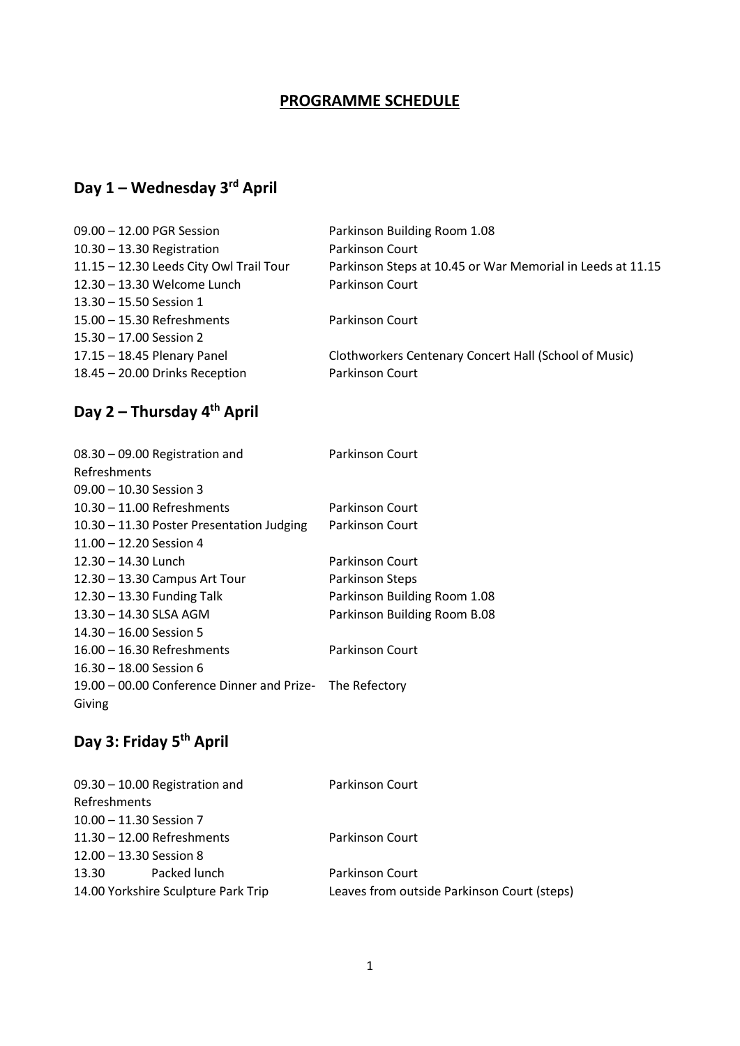# PROGRAMME SCHEDULE

## Day 1 – Wednesday 3rd April

| | |
|---|---|
| 09.00 – 12.00 PGR Session | Parkinson Building Room 1.08 |
| 10.30 – 13.30 Registration | Parkinson Court |
| 11.15 – 12.30 Leeds City Owl Trail Tour | Parkinson Steps at 10.45 or War Memorial in Leeds at 11.15 |
| 12.30 – 13.30 Welcome Lunch | Parkinson Court |
| 13.30 – 15.50 Session 1 | |
| 15.00 – 15.30 Refreshments | Parkinson Court |
| 15.30 – 17.00 Session 2 | |
| 17.15 – 18.45 Plenary Panel | Clothworkers Centenary Concert Hall (School of Music) |
| 18.45 – 20.00 Drinks Reception | Parkinson Court |

## Day 2 – Thursday 4th April

| | |
|---|---|
| 08.30 – 09.00 Registration and Refreshments | Parkinson Court |
| 09.00 – 10.30 Session 3 | |
| 10.30 – 11.00 Refreshments | Parkinson Court |
| 10.30 – 11.30 Poster Presentation Judging | Parkinson Court |
| 11.00 – 12.20 Session 4 | |
| 12.30 – 14.30 Lunch | Parkinson Court |
| 12.30 – 13.30 Campus Art Tour | Parkinson Steps |
| 12.30 – 13.30 Funding Talk | Parkinson Building Room 1.08 |
| 13.30 – 14.30 SLSA AGM | Parkinson Building Room B.08 |
| 14.30 – 16.00 Session 5 | |
| 16.00 – 16.30 Refreshments | Parkinson Court |
| 16.30 – 18.00 Session 6 | |
| 19.00 – 00.00 Conference Dinner and Prize-Giving | The Refectory |

## Day 3: Friday 5th April

| | |
|---|---|
| 09.30 – 10.00 Registration and Refreshments | Parkinson Court |
| 10.00 – 11.30 Session 7 | |
| 11.30 – 12.00 Refreshments | Parkinson Court |
| 12.00 – 13.30 Session 8 | |
| 13.30 Packed lunch | Parkinson Court |
| 14.00 Yorkshire Sculpture Park Trip | Leaves from outside Parkinson Court (steps) |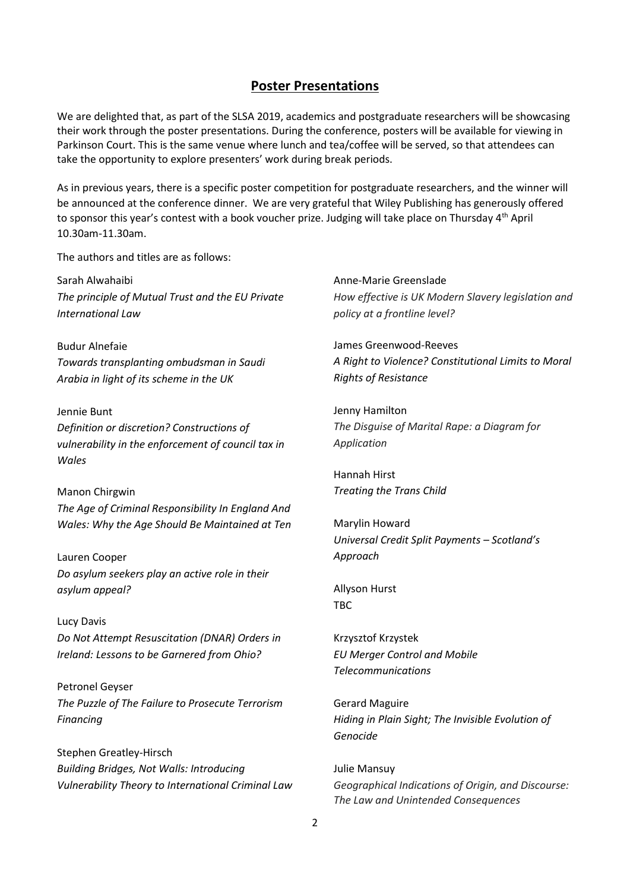## Poster Presentations

We are delighted that, as part of the SLSA 2019, academics and postgraduate researchers will be showcasing their work through the poster presentations. During the conference, posters will be available for viewing in Parkinson Court. This is the same venue where lunch and tea/coffee will be served, so that attendees can take the opportunity to explore presenters' work during break periods.

As in previous years, there is a specific poster competition for postgraduate researchers, and the winner will be announced at the conference dinner. We are very grateful that Wiley Publishing has generously offered to sponsor this year's contest with a book voucher prize. Judging will take place on Thursday 4th April 10.30am-11.30am.

The authors and titles are as follows:

Sarah Alwahaibi
*The principle of Mutual Trust and the EU Private International Law*

Budur Alnefaie
*Towards transplanting ombudsman in Saudi Arabia in light of its scheme in the UK*

Jennie Bunt
*Definition or discretion? Constructions of vulnerability in the enforcement of council tax in Wales*

Manon Chirgwin
*The Age of Criminal Responsibility In England And Wales: Why the Age Should Be Maintained at Ten*

Lauren Cooper
*Do asylum seekers play an active role in their asylum appeal?*

Lucy Davis
*Do Not Attempt Resuscitation (DNAR) Orders in Ireland: Lessons to be Garnered from Ohio?*

Petronel Geyser
*The Puzzle of The Failure to Prosecute Terrorism Financing*

Stephen Greatley-Hirsch
*Building Bridges, Not Walls: Introducing Vulnerability Theory to International Criminal Law*

Anne-Marie Greenslade
*How effective is UK Modern Slavery legislation and policy at a frontline level?*

James Greenwood-Reeves
*A Right to Violence? Constitutional Limits to Moral Rights of Resistance*

Jenny Hamilton
*The Disguise of Marital Rape: a Diagram for Application*

Hannah Hirst
*Treating the Trans Child*

Marylin Howard
*Universal Credit Split Payments – Scotland's Approach*

Allyson Hurst
TBC

Krzysztof Krzystek
*EU Merger Control and Mobile Telecommunications*

Gerard Maguire
*Hiding in Plain Sight; The Invisible Evolution of Genocide*

Julie Mansuy
*Geographical Indications of Origin, and Discourse: The Law and Unintended Consequences*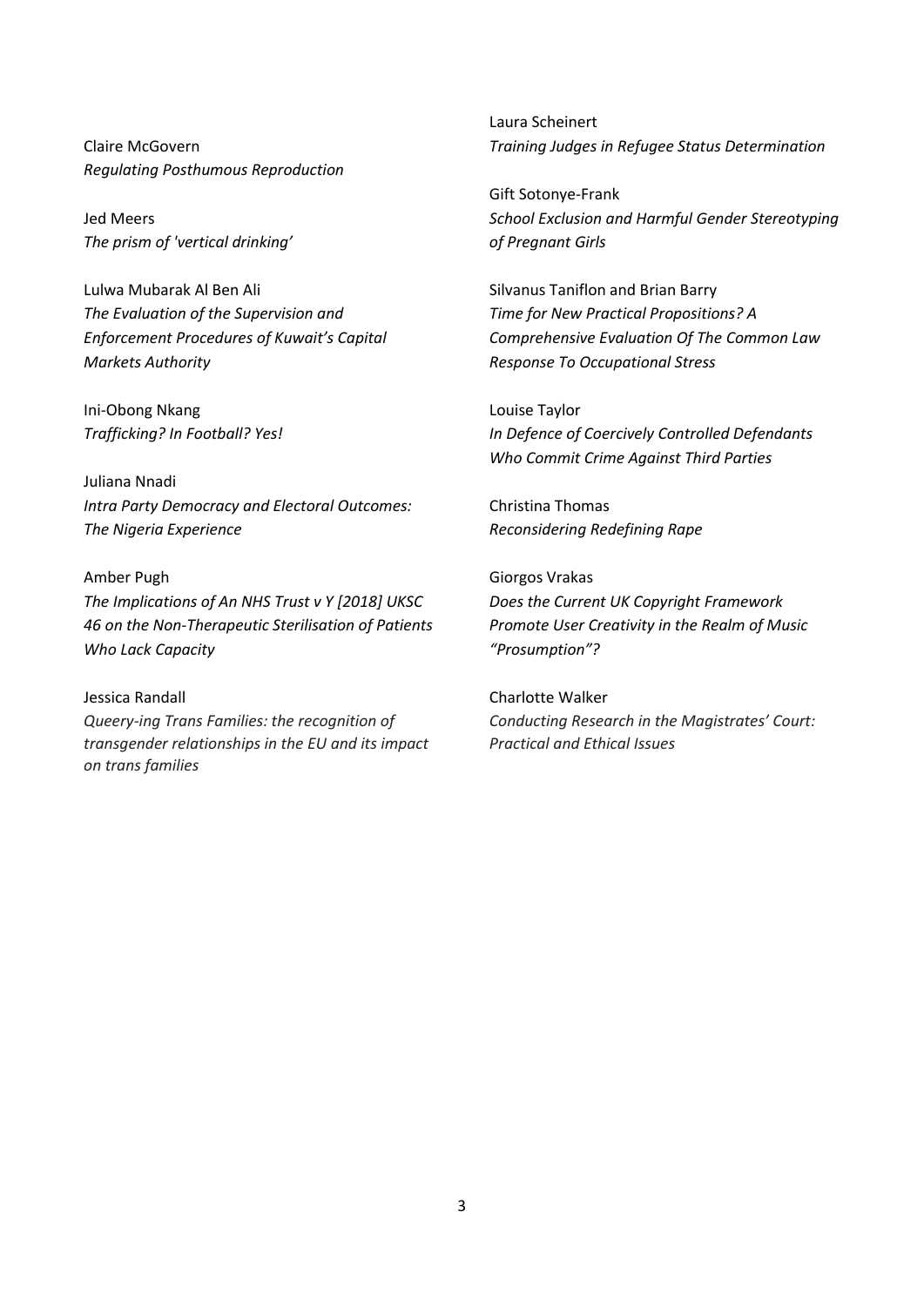Claire McGovern
*Regulating Posthumous Reproduction*

Jed Meers
*The prism of 'vertical drinking'*

Lulwa Mubarak Al Ben Ali
*The Evaluation of the Supervision and Enforcement Procedures of Kuwait's Capital Markets Authority*

Ini-Obong Nkang
*Trafficking? In Football? Yes!*

Juliana Nnadi
*Intra Party Democracy and Electoral Outcomes: The Nigeria Experience*

Amber Pugh
*The Implications of An NHS Trust v Y [2018] UKSC 46 on the Non-Therapeutic Sterilisation of Patients Who Lack Capacity*

Jessica Randall
*Queery-ing Trans Families: the recognition of transgender relationships in the EU and its impact on trans families*

Laura Scheinert
*Training Judges in Refugee Status Determination*

Gift Sotonye-Frank
*School Exclusion and Harmful Gender Stereotyping of Pregnant Girls*

Silvanus Taniflon and Brian Barry
*Time for New Practical Propositions? A Comprehensive Evaluation Of The Common Law Response To Occupational Stress*

Louise Taylor
*In Defence of Coercively Controlled Defendants Who Commit Crime Against Third Parties*

Christina Thomas
*Reconsidering Redefining Rape*

Giorgos Vrakas
*Does the Current UK Copyright Framework Promote User Creativity in the Realm of Music "Prosumption"?*

Charlotte Walker
*Conducting Research in the Magistrates' Court: Practical and Ethical Issues*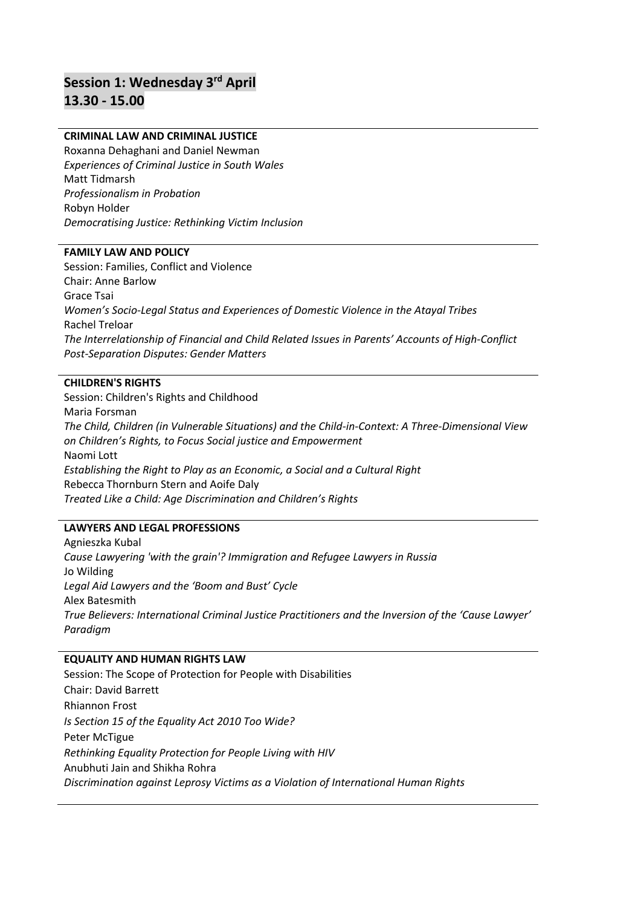## Session 1: Wednesday 3rd April
## 13.30 - 15.00

**CRIMINAL LAW AND CRIMINAL JUSTICE**

Roxanna Dehaghani and Daniel Newman
*Experiences of Criminal Justice in South Wales*
Matt Tidmarsh
*Professionalism in Probation*
Robyn Holder
*Democratising Justice: Rethinking Victim Inclusion*

**FAMILY LAW AND POLICY**

Session: Families, Conflict and Violence
Chair: Anne Barlow
Grace Tsai
*Women's Socio-Legal Status and Experiences of Domestic Violence in the Atayal Tribes*
Rachel Treloar
*The Interrelationship of Financial and Child Related Issues in Parents' Accounts of High-Conflict Post-Separation Disputes: Gender Matters*

**CHILDREN'S RIGHTS**

Session: Children's Rights and Childhood
Maria Forsman
*The Child, Children (in Vulnerable Situations) and the Child-in-Context: A Three-Dimensional View on Children's Rights, to Focus Social justice and Empowerment*
Naomi Lott
*Establishing the Right to Play as an Economic, a Social and a Cultural Right*
Rebecca Thornburn Stern and Aoife Daly
*Treated Like a Child: Age Discrimination and Children's Rights*

**LAWYERS AND LEGAL PROFESSIONS**

Agnieszka Kubal
*Cause Lawyering 'with the grain'? Immigration and Refugee Lawyers in Russia*
Jo Wilding
*Legal Aid Lawyers and the 'Boom and Bust' Cycle*
Alex Batesmith
*True Believers: International Criminal Justice Practitioners and the Inversion of the 'Cause Lawyer' Paradigm*

**EQUALITY AND HUMAN RIGHTS LAW**

Session: The Scope of Protection for People with Disabilities
Chair: David Barrett
Rhiannon Frost
*Is Section 15 of the Equality Act 2010 Too Wide?*
Peter McTigue
*Rethinking Equality Protection for People Living with HIV*
Anubhuti Jain and Shikha Rohra
*Discrimination against Leprosy Victims as a Violation of International Human Rights*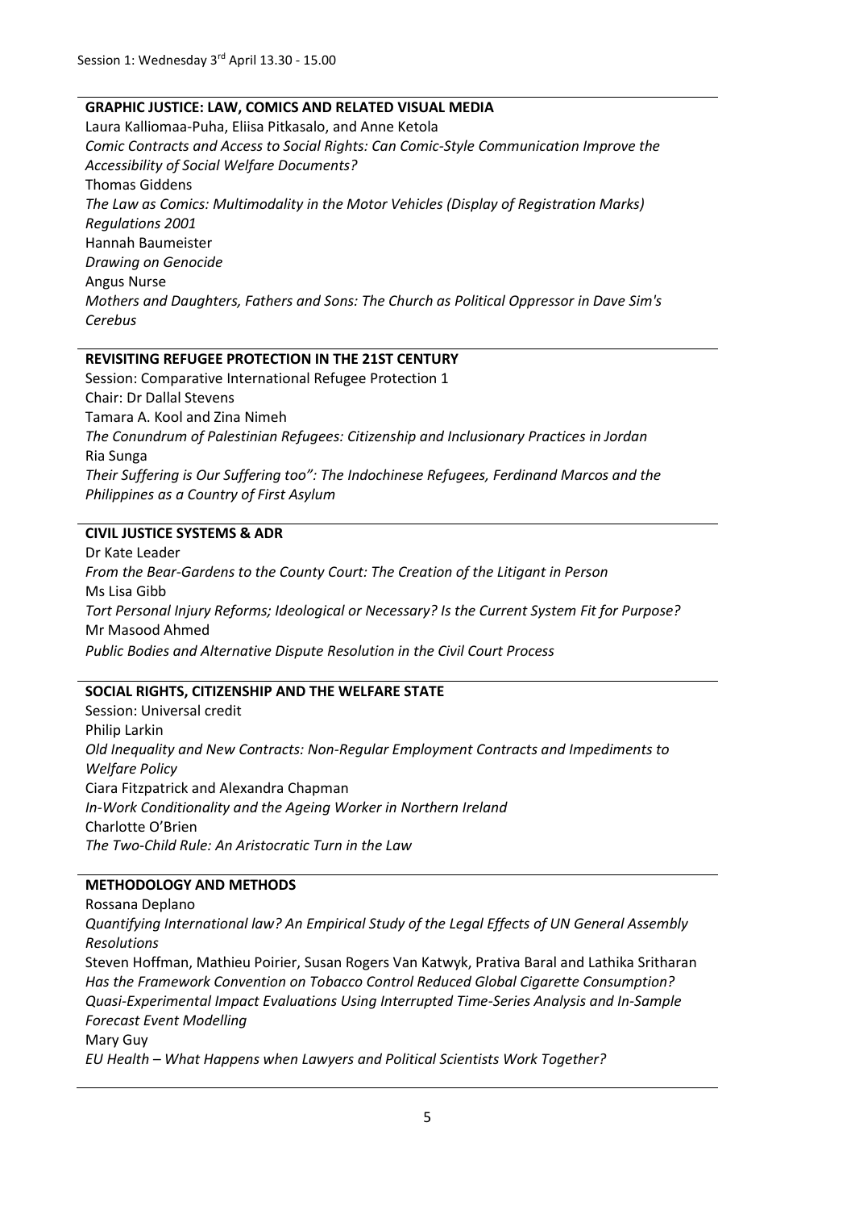Session 1: Wednesday 3rd April 13.30 - 15.00

## GRAPHIC JUSTICE: LAW, COMICS AND RELATED VISUAL MEDIA

Laura Kalliomaa-Puha, Eliisa Pitkasalo, and Anne Ketola
*Comic Contracts and Access to Social Rights: Can Comic-Style Communication Improve the Accessibility of Social Welfare Documents?*
Thomas Giddens
*The Law as Comics: Multimodality in the Motor Vehicles (Display of Registration Marks) Regulations 2001*
Hannah Baumeister
*Drawing on Genocide*
Angus Nurse
*Mothers and Daughters, Fathers and Sons: The Church as Political Oppressor in Dave Sim's Cerebus*

## REVISITING REFUGEE PROTECTION IN THE 21ST CENTURY

Session: Comparative International Refugee Protection 1
Chair: Dr Dallal Stevens
Tamara A. Kool and Zina Nimeh
*The Conundrum of Palestinian Refugees: Citizenship and Inclusionary Practices in Jordan*
Ria Sunga
*Their Suffering is Our Suffering too": The Indochinese Refugees, Ferdinand Marcos and the Philippines as a Country of First Asylum*

## CIVIL JUSTICE SYSTEMS & ADR

Dr Kate Leader
*From the Bear-Gardens to the County Court: The Creation of the Litigant in Person*
Ms Lisa Gibb
*Tort Personal Injury Reforms; Ideological or Necessary? Is the Current System Fit for Purpose?*
Mr Masood Ahmed
*Public Bodies and Alternative Dispute Resolution in the Civil Court Process*

## SOCIAL RIGHTS, CITIZENSHIP AND THE WELFARE STATE

Session: Universal credit
Philip Larkin
*Old Inequality and New Contracts: Non-Regular Employment Contracts and Impediments to Welfare Policy*
Ciara Fitzpatrick and Alexandra Chapman
*In-Work Conditionality and the Ageing Worker in Northern Ireland*
Charlotte O'Brien
*The Two-Child Rule: An Aristocratic Turn in the Law*

## METHODOLOGY AND METHODS

Rossana Deplano
*Quantifying International law? An Empirical Study of the Legal Effects of UN General Assembly Resolutions*
Steven Hoffman, Mathieu Poirier, Susan Rogers Van Katwyk, Prativa Baral and Lathika Sritharan
*Has the Framework Convention on Tobacco Control Reduced Global Cigarette Consumption? Quasi-Experimental Impact Evaluations Using Interrupted Time-Series Analysis and In-Sample Forecast Event Modelling*
Mary Guy
*EU Health – What Happens when Lawyers and Political Scientists Work Together?*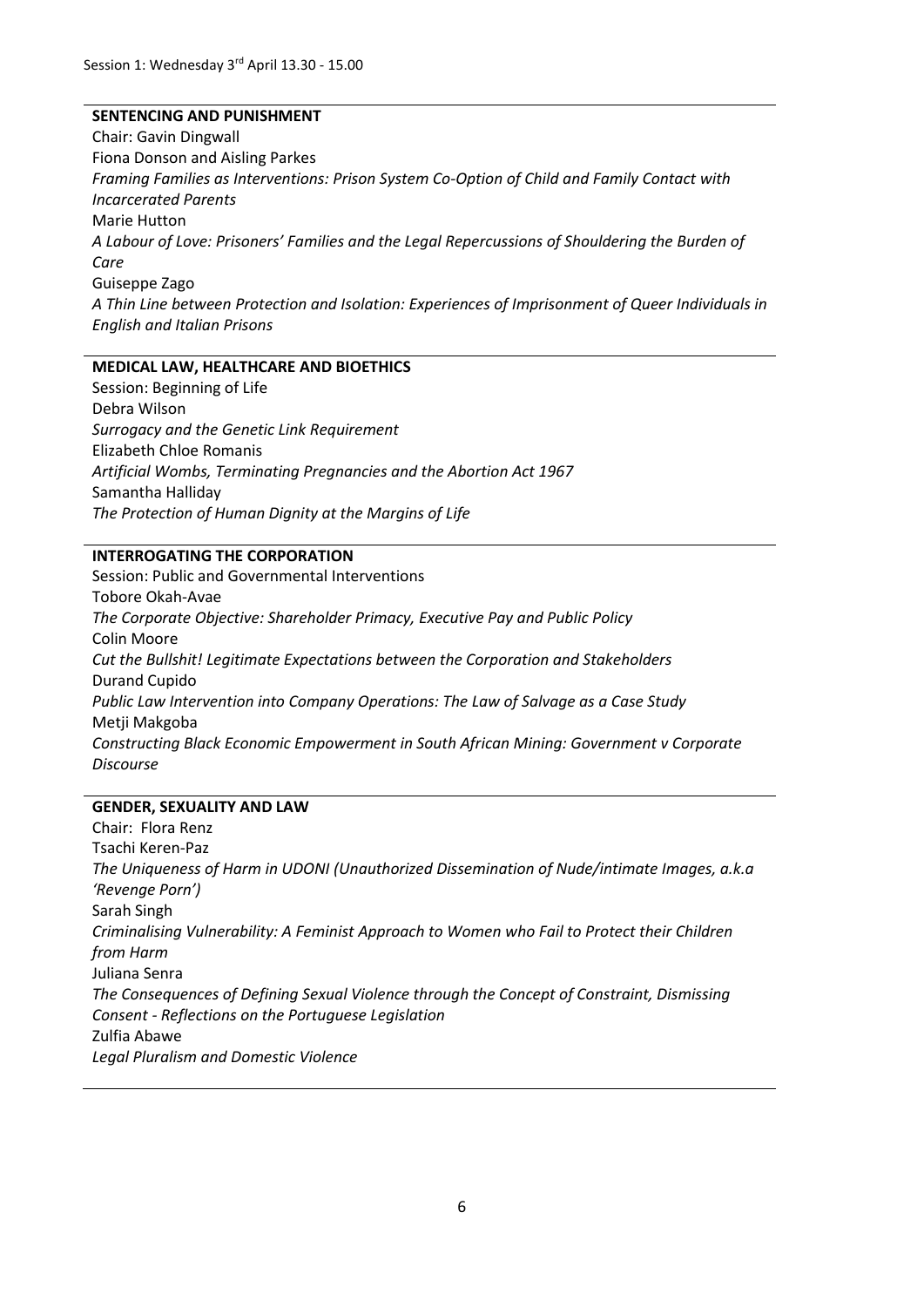Session 1: Wednesday 3rd April 13.30 - 15.00

## SENTENCING AND PUNISHMENT

Chair: Gavin Dingwall

Fiona Donson and Aisling Parkes

*Framing Families as Interventions: Prison System Co-Option of Child and Family Contact with Incarcerated Parents*

Marie Hutton

*A Labour of Love: Prisoners' Families and the Legal Repercussions of Shouldering the Burden of Care*

Guiseppe Zago

*A Thin Line between Protection and Isolation: Experiences of Imprisonment of Queer Individuals in English and Italian Prisons*

## MEDICAL LAW, HEALTHCARE AND BIOETHICS

Session: Beginning of Life

Debra Wilson

*Surrogacy and the Genetic Link Requirement*

Elizabeth Chloe Romanis

*Artificial Wombs, Terminating Pregnancies and the Abortion Act 1967*

Samantha Halliday

*The Protection of Human Dignity at the Margins of Life*

## INTERROGATING THE CORPORATION

Session: Public and Governmental Interventions

Tobore Okah-Avae

*The Corporate Objective: Shareholder Primacy, Executive Pay and Public Policy*

Colin Moore

*Cut the Bullshit! Legitimate Expectations between the Corporation and Stakeholders*

Durand Cupido

*Public Law Intervention into Company Operations: The Law of Salvage as a Case Study*

Metji Makgoba

*Constructing Black Economic Empowerment in South African Mining: Government v Corporate Discourse*

## GENDER, SEXUALITY AND LAW

Chair: Flora Renz

Tsachi Keren-Paz

*The Uniqueness of Harm in UDONI (Unauthorized Dissemination of Nude/intimate Images, a.k.a 'Revenge Porn')*

Sarah Singh

*Criminalising Vulnerability: A Feminist Approach to Women who Fail to Protect their Children from Harm*

Juliana Senra

*The Consequences of Defining Sexual Violence through the Concept of Constraint, Dismissing Consent - Reflections on the Portuguese Legislation*

Zulfia Abawe

*Legal Pluralism and Domestic Violence*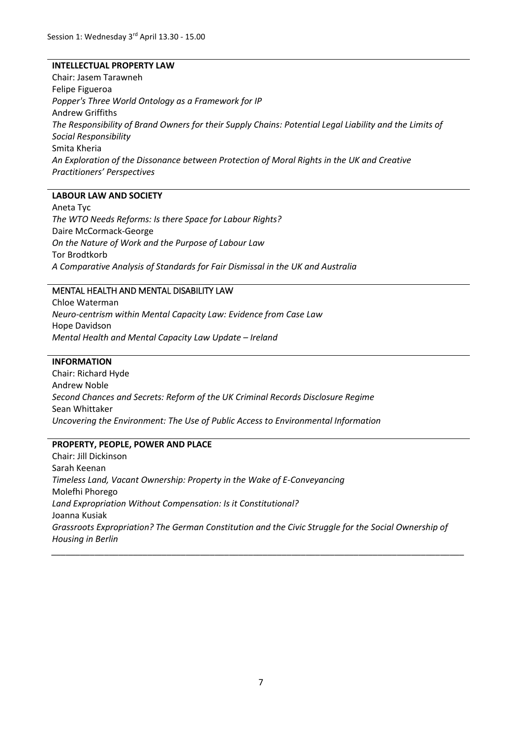Session 1: Wednesday 3rd April 13.30 - 15.00

**INTELLECTUAL PROPERTY LAW**

Chair: Jasem Tarawneh

Felipe Figueroa
*Popper's Three World Ontology as a Framework for IP*

Andrew Griffiths
*The Responsibility of Brand Owners for their Supply Chains: Potential Legal Liability and the Limits of Social Responsibility*

Smita Kheria
*An Exploration of the Dissonance between Protection of Moral Rights in the UK and Creative Practitioners' Perspectives*

**LABOUR LAW AND SOCIETY**

Aneta Tyc
*The WTO Needs Reforms: Is there Space for Labour Rights?*

Daire McCormack-George
*On the Nature of Work and the Purpose of Labour Law*

Tor Brodtkorb
*A Comparative Analysis of Standards for Fair Dismissal in the UK and Australia*

MENTAL HEALTH AND MENTAL DISABILITY LAW

Chloe Waterman
*Neuro-centrism within Mental Capacity Law: Evidence from Case Law*

Hope Davidson
*Mental Health and Mental Capacity Law Update – Ireland*

**INFORMATION**

Chair: Richard Hyde

Andrew Noble
*Second Chances and Secrets: Reform of the UK Criminal Records Disclosure Regime*

Sean Whittaker
*Uncovering the Environment: The Use of Public Access to Environmental Information*

**PROPERTY, PEOPLE, POWER AND PLACE**

Chair: Jill Dickinson

Sarah Keenan
*Timeless Land, Vacant Ownership: Property in the Wake of E-Conveyancing*

Molefhi Phorego
*Land Expropriation Without Compensation: Is it Constitutional?*

Joanna Kusiak
*Grassroots Expropriation? The German Constitution and the Civic Struggle for the Social Ownership of Housing in Berlin*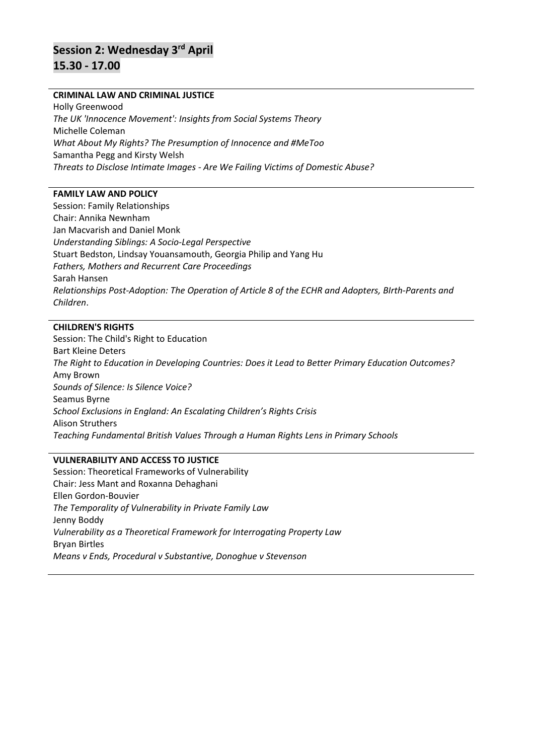## Session 2: Wednesday 3rd April
## 15.30 - 17.00

**CRIMINAL LAW AND CRIMINAL JUSTICE**

Holly Greenwood
*The UK 'Innocence Movement': Insights from Social Systems Theory*
Michelle Coleman
*What About My Rights? The Presumption of Innocence and #MeToo*
Samantha Pegg and Kirsty Welsh
*Threats to Disclose Intimate Images - Are We Failing Victims of Domestic Abuse?*

**FAMILY LAW AND POLICY**

Session: Family Relationships
Chair: Annika Newnham
Jan Macvarish and Daniel Monk
*Understanding Siblings: A Socio-Legal Perspective*
Stuart Bedston, Lindsay Youansamouth, Georgia Philip and Yang Hu
*Fathers, Mothers and Recurrent Care Proceedings*
Sarah Hansen
*Relationships Post-Adoption: The Operation of Article 8 of the ECHR and Adopters, BIrth-Parents and Children*.

**CHILDREN'S RIGHTS**

Session: The Child's Right to Education
Bart Kleine Deters
*The Right to Education in Developing Countries: Does it Lead to Better Primary Education Outcomes?*
Amy Brown
*Sounds of Silence: Is Silence Voice?*
Seamus Byrne
*School Exclusions in England: An Escalating Children's Rights Crisis*
Alison Struthers
*Teaching Fundamental British Values Through a Human Rights Lens in Primary Schools*

**VULNERABILITY AND ACCESS TO JUSTICE**

Session: Theoretical Frameworks of Vulnerability
Chair: Jess Mant and Roxanna Dehaghani
Ellen Gordon-Bouvier
*The Temporality of Vulnerability in Private Family Law*
Jenny Boddy
*Vulnerability as a Theoretical Framework for Interrogating Property Law*
Bryan Birtles
*Means v Ends, Procedural v Substantive, Donoghue v Stevenson*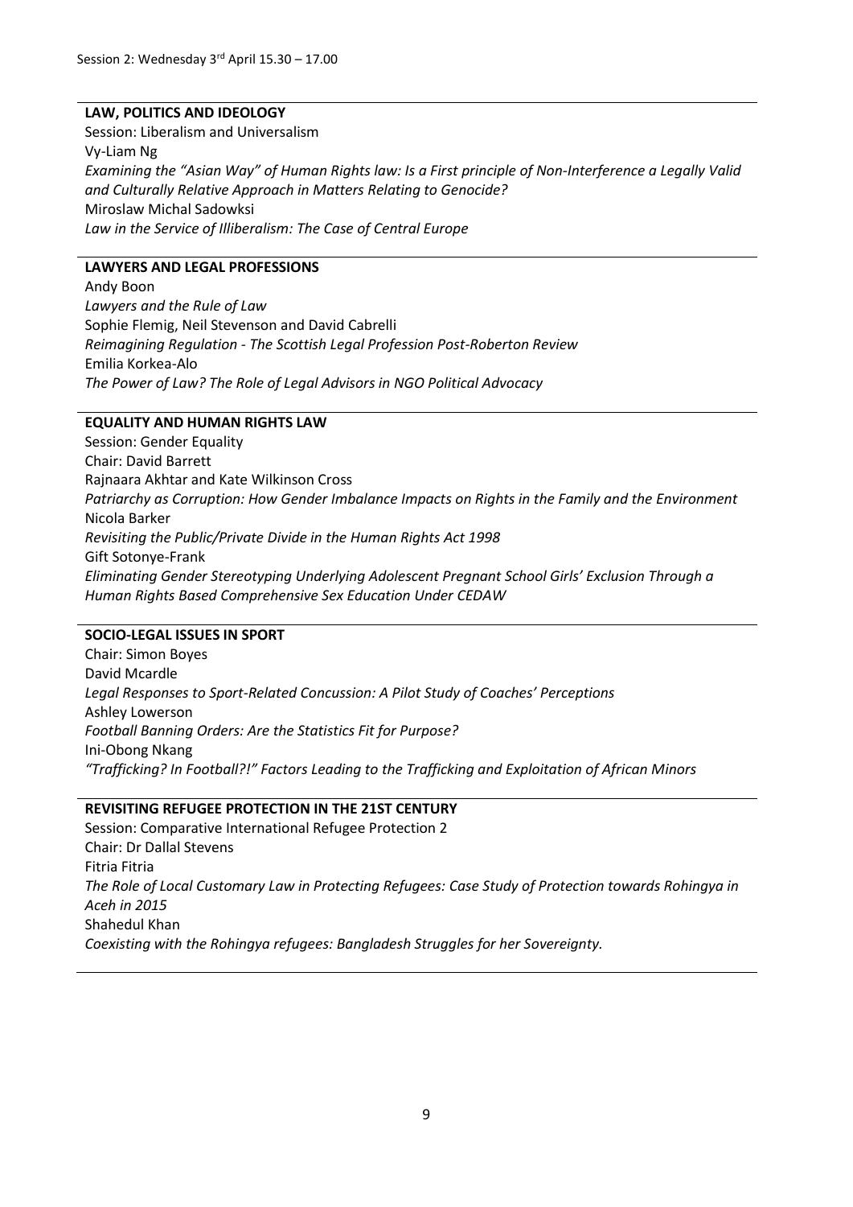Session 2: Wednesday 3rd April 15.30 – 17.00

## LAW, POLITICS AND IDEOLOGY

Session: Liberalism and Universalism

Vy-Liam Ng

*Examining the "Asian Way" of Human Rights law: Is a First principle of Non-Interference a Legally Valid and Culturally Relative Approach in Matters Relating to Genocide?*

Miroslaw Michal Sadowksi

*Law in the Service of Illiberalism: The Case of Central Europe*

## LAWYERS AND LEGAL PROFESSIONS

Andy Boon

*Lawyers and the Rule of Law*

Sophie Flemig, Neil Stevenson and David Cabrelli

*Reimagining Regulation - The Scottish Legal Profession Post-Roberton Review*

Emilia Korkea-Alo

*The Power of Law? The Role of Legal Advisors in NGO Political Advocacy*

## EQUALITY AND HUMAN RIGHTS LAW

Session: Gender Equality

Chair: David Barrett

Rajnaara Akhtar and Kate Wilkinson Cross

*Patriarchy as Corruption: How Gender Imbalance Impacts on Rights in the Family and the Environment*

Nicola Barker

*Revisiting the Public/Private Divide in the Human Rights Act 1998*

Gift Sotonye-Frank

*Eliminating Gender Stereotyping Underlying Adolescent Pregnant School Girls' Exclusion Through a Human Rights Based Comprehensive Sex Education Under CEDAW*

## SOCIO-LEGAL ISSUES IN SPORT

Chair: Simon Boyes

David Mcardle

*Legal Responses to Sport-Related Concussion: A Pilot Study of Coaches' Perceptions*

Ashley Lowerson

*Football Banning Orders: Are the Statistics Fit for Purpose?*

Ini-Obong Nkang

*"Trafficking? In Football?!" Factors Leading to the Trafficking and Exploitation of African Minors*

## REVISITING REFUGEE PROTECTION IN THE 21ST CENTURY

Session: Comparative International Refugee Protection 2

Chair: Dr Dallal Stevens

Fitria Fitria

*The Role of Local Customary Law in Protecting Refugees: Case Study of Protection towards Rohingya in Aceh in 2015*

Shahedul Khan

*Coexisting with the Rohingya refugees: Bangladesh Struggles for her Sovereignty.*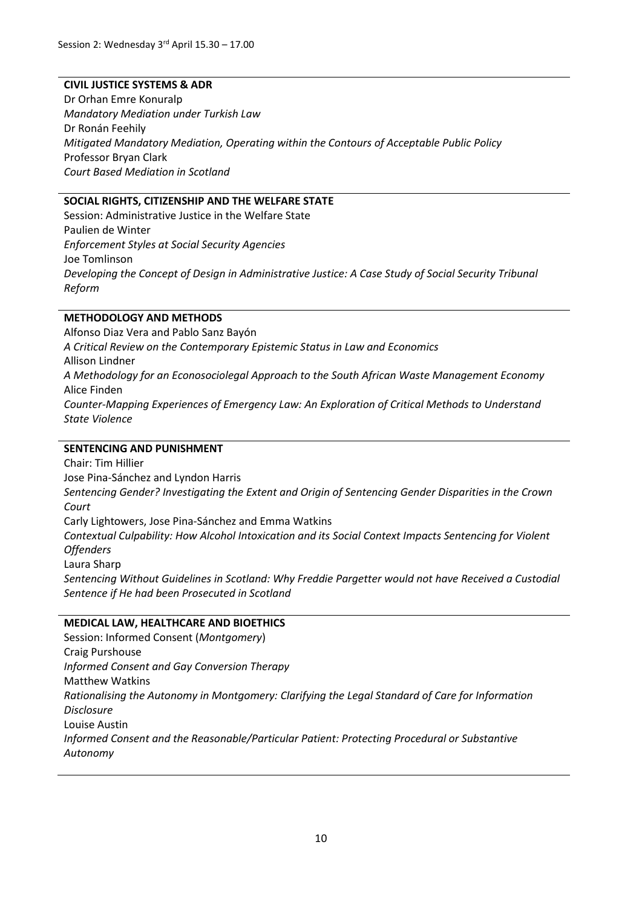Session 2: Wednesday 3rd April 15.30 – 17.00

**CIVIL JUSTICE SYSTEMS & ADR**

Dr Orhan Emre Konuralp
*Mandatory Mediation under Turkish Law*
Dr Ronán Feehily
*Mitigated Mandatory Mediation, Operating within the Contours of Acceptable Public Policy*
Professor Bryan Clark
*Court Based Mediation in Scotland*

**SOCIAL RIGHTS, CITIZENSHIP AND THE WELFARE STATE**

Session: Administrative Justice in the Welfare State
Paulien de Winter
*Enforcement Styles at Social Security Agencies*
Joe Tomlinson
*Developing the Concept of Design in Administrative Justice: A Case Study of Social Security Tribunal Reform*

**METHODOLOGY AND METHODS**

Alfonso Diaz Vera and Pablo Sanz Bayón
*A Critical Review on the Contemporary Epistemic Status in Law and Economics*
Allison Lindner
*A Methodology for an Econosociolegal Approach to the South African Waste Management Economy*
Alice Finden
*Counter-Mapping Experiences of Emergency Law: An Exploration of Critical Methods to Understand State Violence*

**SENTENCING AND PUNISHMENT**

Chair: Tim Hillier
Jose Pina-Sánchez and Lyndon Harris
*Sentencing Gender? Investigating the Extent and Origin of Sentencing Gender Disparities in the Crown Court*
Carly Lightowers, Jose Pina-Sánchez and Emma Watkins
*Contextual Culpability: How Alcohol Intoxication and its Social Context Impacts Sentencing for Violent Offenders*
Laura Sharp
*Sentencing Without Guidelines in Scotland: Why Freddie Pargetter would not have Received a Custodial Sentence if He had been Prosecuted in Scotland*

**MEDICAL LAW, HEALTHCARE AND BIOETHICS**

Session: Informed Consent (*Montgomery*)
Craig Purshouse
*Informed Consent and Gay Conversion Therapy*
Matthew Watkins
*Rationalising the Autonomy in Montgomery: Clarifying the Legal Standard of Care for Information Disclosure*
Louise Austin
*Informed Consent and the Reasonable/Particular Patient: Protecting Procedural or Substantive Autonomy*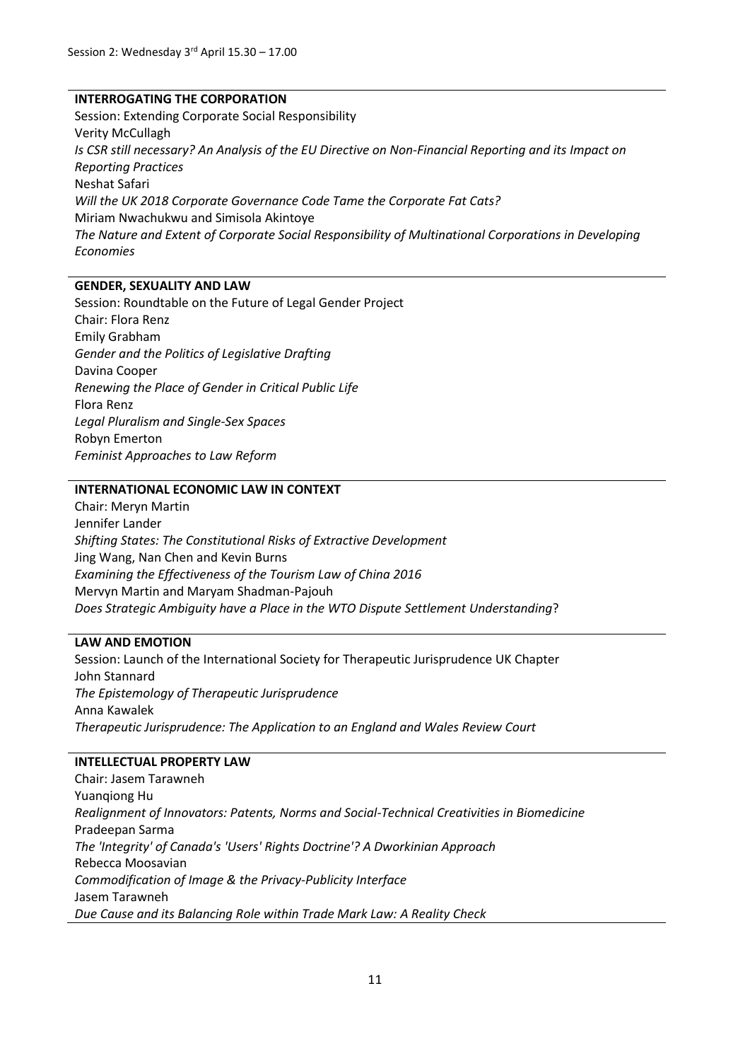Session 2: Wednesday 3rd April 15.30 – 17.00

**INTERROGATING THE CORPORATION**

Session: Extending Corporate Social Responsibility

Verity McCullagh

*Is CSR still necessary? An Analysis of the EU Directive on Non-Financial Reporting and its Impact on Reporting Practices*

Neshat Safari

*Will the UK 2018 Corporate Governance Code Tame the Corporate Fat Cats?*

Miriam Nwachukwu and Simisola Akintoye

*The Nature and Extent of Corporate Social Responsibility of Multinational Corporations in Developing Economies*

**GENDER, SEXUALITY AND LAW**

Session: Roundtable on the Future of Legal Gender Project

Chair: Flora Renz

Emily Grabham

*Gender and the Politics of Legislative Drafting*

Davina Cooper

*Renewing the Place of Gender in Critical Public Life*

Flora Renz

*Legal Pluralism and Single-Sex Spaces*

Robyn Emerton

*Feminist Approaches to Law Reform*

**INTERNATIONAL ECONOMIC LAW IN CONTEXT**

Chair: Meryn Martin

Jennifer Lander

*Shifting States: The Constitutional Risks of Extractive Development*

Jing Wang, Nan Chen and Kevin Burns

*Examining the Effectiveness of the Tourism Law of China 2016*

Mervyn Martin and Maryam Shadman-Pajouh

*Does Strategic Ambiguity have a Place in the WTO Dispute Settlement Understanding*?

**LAW AND EMOTION**

Session: Launch of the International Society for Therapeutic Jurisprudence UK Chapter

John Stannard

*The Epistemology of Therapeutic Jurisprudence*

Anna Kawalek

*Therapeutic Jurisprudence: The Application to an England and Wales Review Court*

**INTELLECTUAL PROPERTY LAW**

Chair: Jasem Tarawneh

Yuanqiong Hu

*Realignment of Innovators: Patents, Norms and Social-Technical Creativities in Biomedicine*

Pradeepan Sarma

*The 'Integrity' of Canada's 'Users' Rights Doctrine'? A Dworkinian Approach*

Rebecca Moosavian

*Commodification of Image & the Privacy-Publicity Interface*

Jasem Tarawneh

*Due Cause and its Balancing Role within Trade Mark Law: A Reality Check*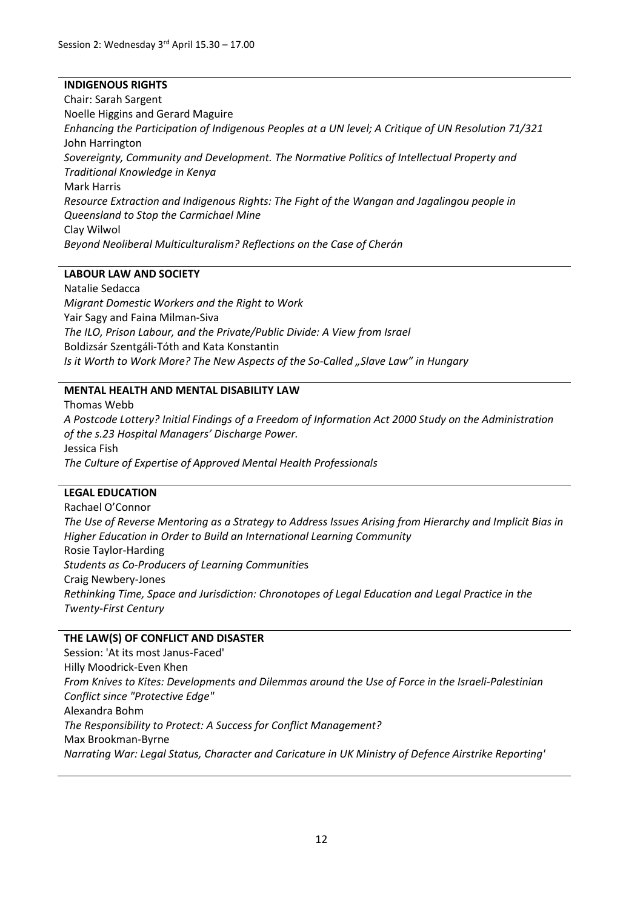Session 2: Wednesday 3rd April 15.30 – 17.00

**INDIGENOUS RIGHTS**

Chair: Sarah Sargent

Noelle Higgins and Gerard Maguire

*Enhancing the Participation of Indigenous Peoples at a UN level; A Critique of UN Resolution 71/321*

John Harrington

*Sovereignty, Community and Development. The Normative Politics of Intellectual Property and Traditional Knowledge in Kenya*

Mark Harris

*Resource Extraction and Indigenous Rights: The Fight of the Wangan and Jagalingou people in Queensland to Stop the Carmichael Mine*

Clay Wilwol

*Beyond Neoliberal Multiculturalism? Reflections on the Case of Cherán*

**LABOUR LAW AND SOCIETY**

Natalie Sedacca

*Migrant Domestic Workers and the Right to Work*

Yair Sagy and Faina Milman-Siva

*The ILO, Prison Labour, and the Private/Public Divide: A View from Israel*

Boldizsár Szentgáli-Tóth and Kata Konstantin

*Is it Worth to Work More? The New Aspects of the So-Called „Slave Law" in Hungary*

**MENTAL HEALTH AND MENTAL DISABILITY LAW**

Thomas Webb

*A Postcode Lottery? Initial Findings of a Freedom of Information Act 2000 Study on the Administration of the s.23 Hospital Managers' Discharge Power.*

Jessica Fish

*The Culture of Expertise of Approved Mental Health Professionals*

**LEGAL EDUCATION**

Rachael O'Connor

*The Use of Reverse Mentoring as a Strategy to Address Issues Arising from Hierarchy and Implicit Bias in Higher Education in Order to Build an International Learning Community*

Rosie Taylor-Harding

*Students as Co-Producers of Learning Communities*

Craig Newbery-Jones

*Rethinking Time, Space and Jurisdiction: Chronotopes of Legal Education and Legal Practice in the Twenty-First Century*

**THE LAW(S) OF CONFLICT AND DISASTER**

Session: 'At its most Janus-Faced'

Hilly Moodrick-Even Khen

*From Knives to Kites: Developments and Dilemmas around the Use of Force in the Israeli-Palestinian Conflict since "Protective Edge"*

Alexandra Bohm

*The Responsibility to Protect: A Success for Conflict Management?*

Max Brookman-Byrne

*Narrating War: Legal Status, Character and Caricature in UK Ministry of Defence Airstrike Reporting'*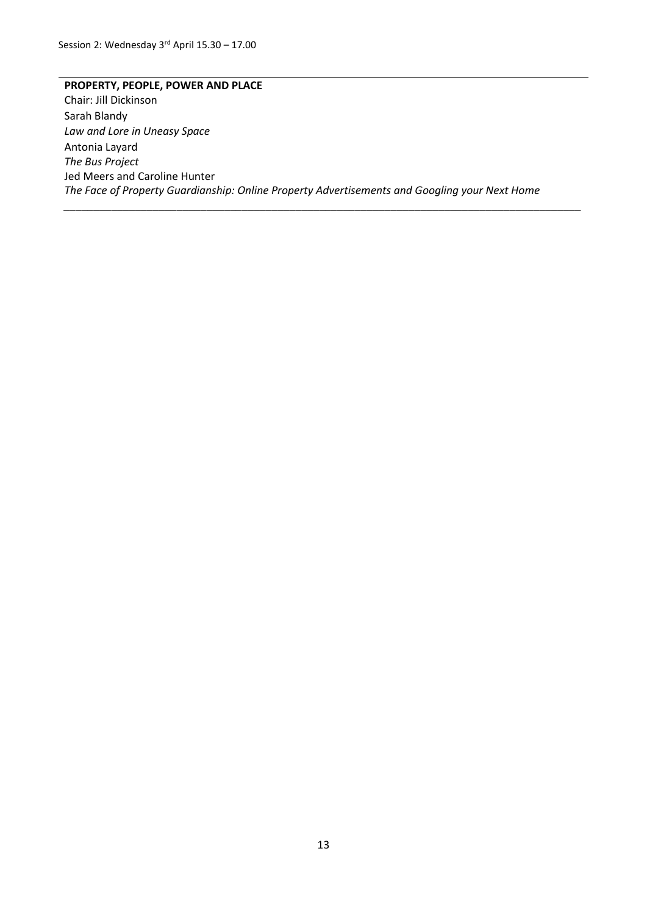Session 2: Wednesday 3rd April 15.30 – 17.00

**PROPERTY, PEOPLE, POWER AND PLACE**

Chair: Jill Dickinson

Sarah Blandy

*Law and Lore in Uneasy Space*

Antonia Layard

*The Bus Project*

Jed Meers and Caroline Hunter

*The Face of Property Guardianship: Online Property Advertisements and Googling your Next Home*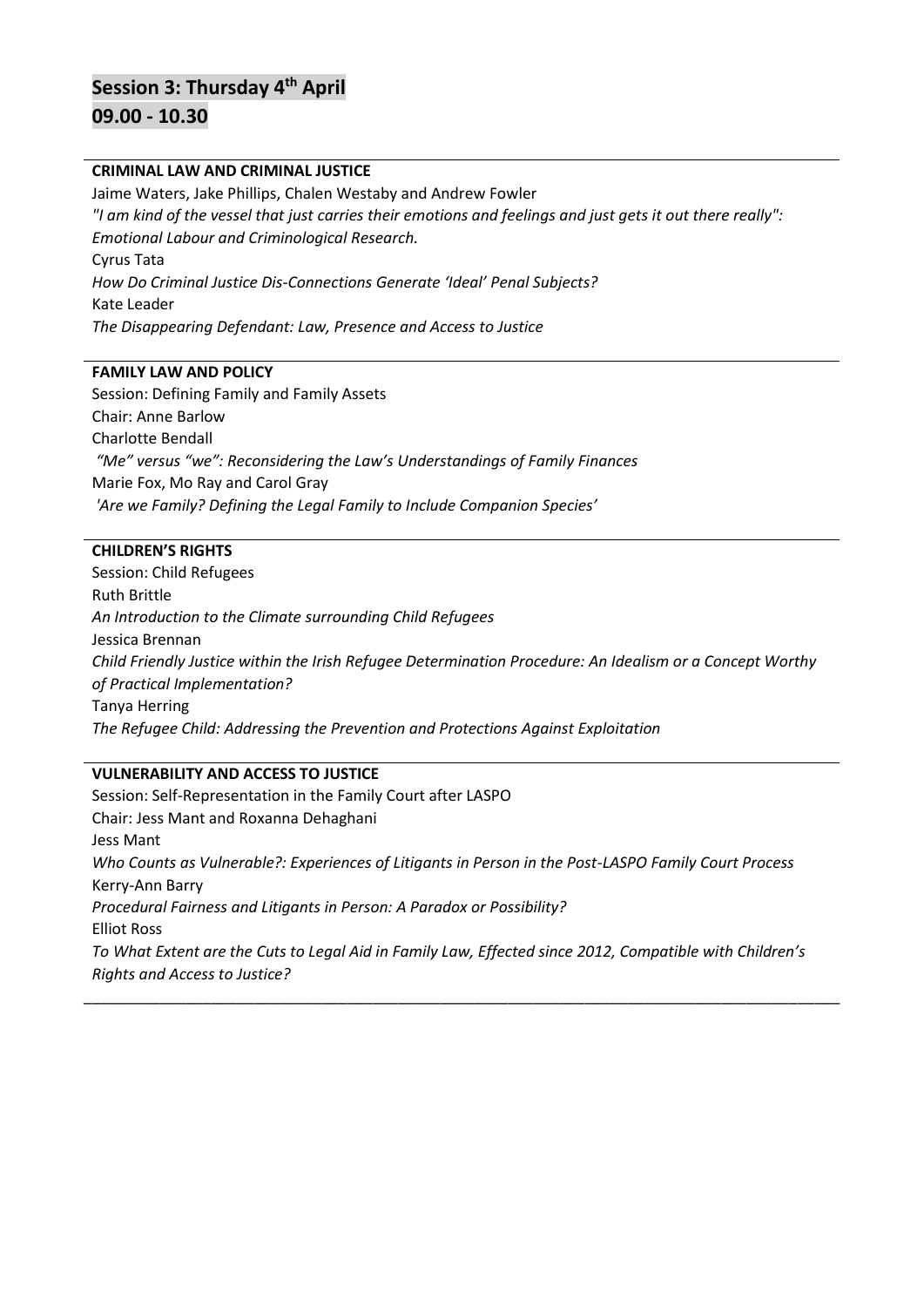## Session 3: Thursday 4th April
## 09.00 - 10.30

**CRIMINAL LAW AND CRIMINAL JUSTICE**

Jaime Waters, Jake Phillips, Chalen Westaby and Andrew Fowler
*"I am kind of the vessel that just carries their emotions and feelings and just gets it out there really": Emotional Labour and Criminological Research.*
Cyrus Tata
*How Do Criminal Justice Dis-Connections Generate 'Ideal' Penal Subjects?*
Kate Leader
*The Disappearing Defendant: Law, Presence and Access to Justice*

**FAMILY LAW AND POLICY**

Session: Defining Family and Family Assets
Chair: Anne Barlow
Charlotte Bendall
*"Me" versus "we": Reconsidering the Law's Understandings of Family Finances*
Marie Fox, Mo Ray and Carol Gray
*'Are we Family? Defining the Legal Family to Include Companion Species'*

**CHILDREN'S RIGHTS**

Session: Child Refugees
Ruth Brittle
*An Introduction to the Climate surrounding Child Refugees*
Jessica Brennan
*Child Friendly Justice within the Irish Refugee Determination Procedure: An Idealism or a Concept Worthy of Practical Implementation?*
Tanya Herring
*The Refugee Child: Addressing the Prevention and Protections Against Exploitation*

**VULNERABILITY AND ACCESS TO JUSTICE**

Session: Self-Representation in the Family Court after LASPO
Chair: Jess Mant and Roxanna Dehaghani
Jess Mant
*Who Counts as Vulnerable?: Experiences of Litigants in Person in the Post-LASPO Family Court Process*
Kerry-Ann Barry
*Procedural Fairness and Litigants in Person: A Paradox or Possibility?*
Elliot Ross
*To What Extent are the Cuts to Legal Aid in Family Law, Effected since 2012, Compatible with Children's Rights and Access to Justice?*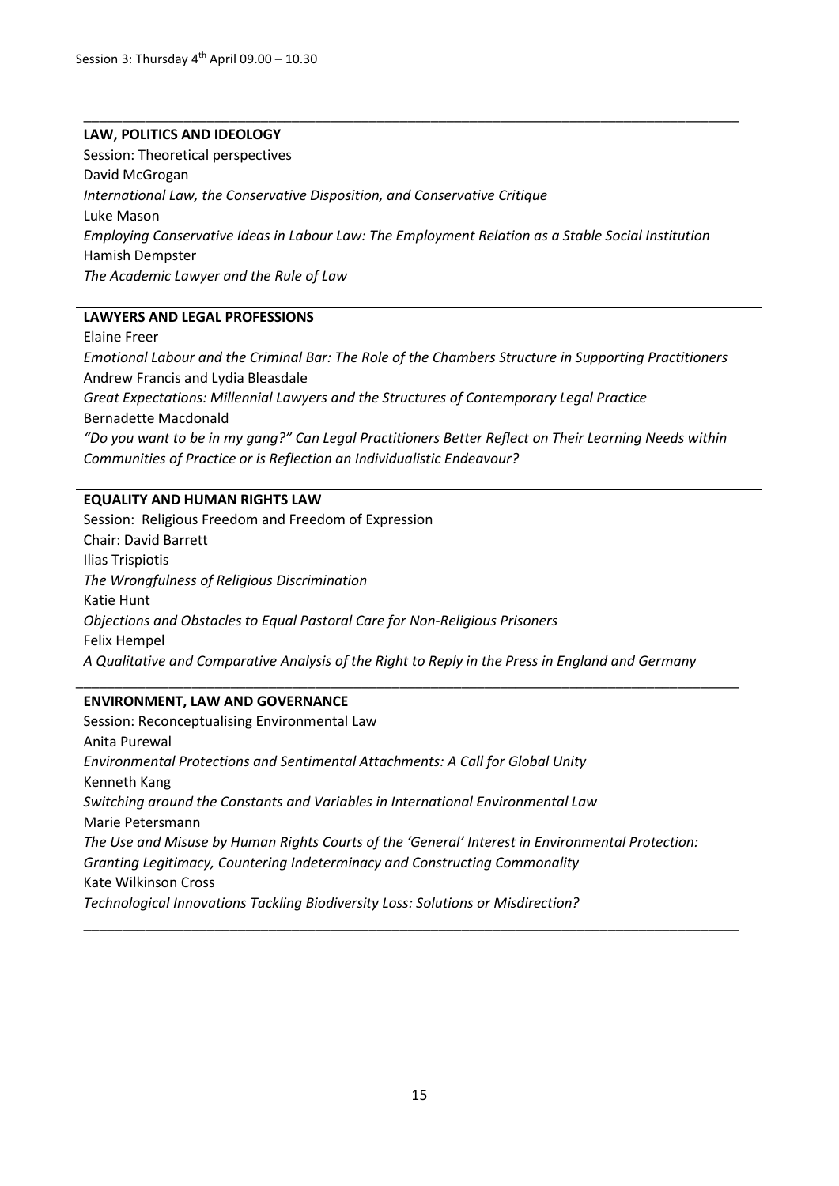Session 3: Thursday 4th April 09.00 – 10.30

---

**LAW, POLITICS AND IDEOLOGY**

Session: Theoretical perspectives

David McGrogan

*International Law, the Conservative Disposition, and Conservative Critique*

Luke Mason

*Employing Conservative Ideas in Labour Law: The Employment Relation as a Stable Social Institution*

Hamish Dempster

*The Academic Lawyer and the Rule of Law*

---

**LAWYERS AND LEGAL PROFESSIONS**

Elaine Freer

*Emotional Labour and the Criminal Bar: The Role of the Chambers Structure in Supporting Practitioners*

Andrew Francis and Lydia Bleasdale

*Great Expectations: Millennial Lawyers and the Structures of Contemporary Legal Practice*

Bernadette Macdonald

*"Do you want to be in my gang?" Can Legal Practitioners Better Reflect on Their Learning Needs within Communities of Practice or is Reflection an Individualistic Endeavour?*

---

**EQUALITY AND HUMAN RIGHTS LAW**

Session: Religious Freedom and Freedom of Expression

Chair: David Barrett

Ilias Trispiotis

*The Wrongfulness of Religious Discrimination*

Katie Hunt

*Objections and Obstacles to Equal Pastoral Care for Non-Religious Prisoners*

Felix Hempel

*A Qualitative and Comparative Analysis of the Right to Reply in the Press in England and Germany*

---

**ENVIRONMENT, LAW AND GOVERNANCE**

Session: Reconceptualising Environmental Law

Anita Purewal

*Environmental Protections and Sentimental Attachments: A Call for Global Unity*

Kenneth Kang

*Switching around the Constants and Variables in International Environmental Law*

Marie Petersmann

*The Use and Misuse by Human Rights Courts of the 'General' Interest in Environmental Protection: Granting Legitimacy, Countering Indeterminacy and Constructing Commonality*

Kate Wilkinson Cross

*Technological Innovations Tackling Biodiversity Loss: Solutions or Misdirection?*

---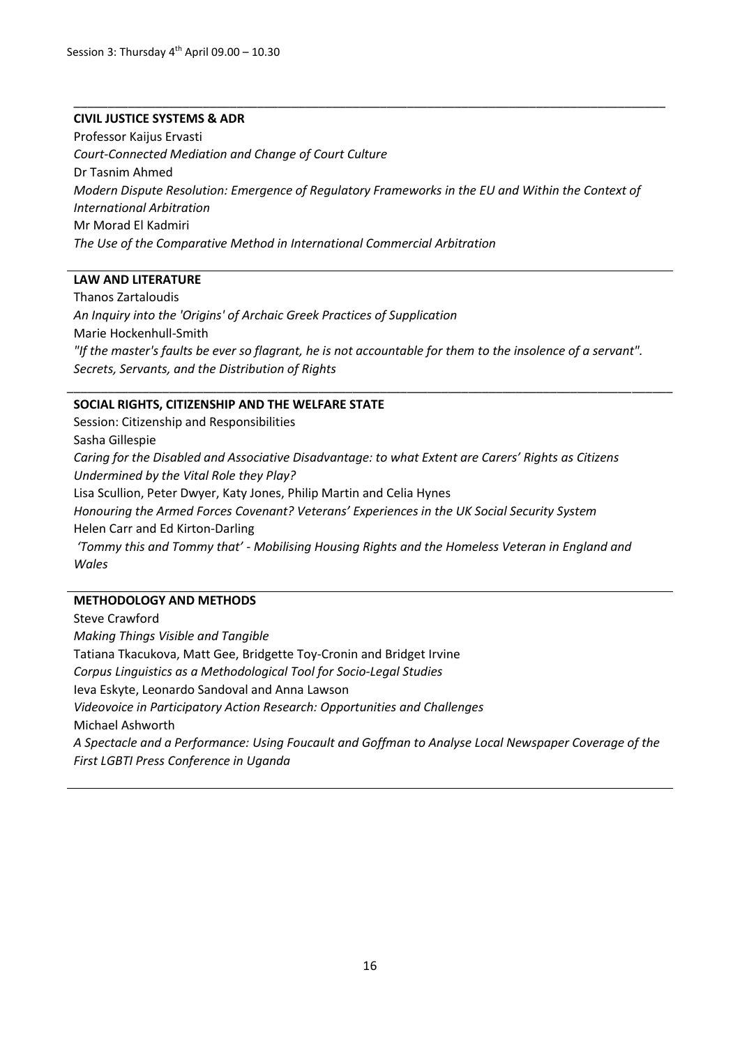Session 3: Thursday 4th April 09.00 – 10.30

---

**CIVIL JUSTICE SYSTEMS & ADR**

Professor Kaijus Ervasti

*Court-Connected Mediation and Change of Court Culture*

Dr Tasnim Ahmed

*Modern Dispute Resolution: Emergence of Regulatory Frameworks in the EU and Within the Context of International Arbitration*

Mr Morad El Kadmiri

*The Use of the Comparative Method in International Commercial Arbitration*

---

**LAW AND LITERATURE**

Thanos Zartaloudis

*An Inquiry into the 'Origins' of Archaic Greek Practices of Supplication*

Marie Hockenhull-Smith

*"If the master's faults be ever so flagrant, he is not accountable for them to the insolence of a servant". Secrets, Servants, and the Distribution of Rights*

---

**SOCIAL RIGHTS, CITIZENSHIP AND THE WELFARE STATE**

Session: Citizenship and Responsibilities

Sasha Gillespie

*Caring for the Disabled and Associative Disadvantage: to what Extent are Carers' Rights as Citizens Undermined by the Vital Role they Play?*

Lisa Scullion, Peter Dwyer, Katy Jones, Philip Martin and Celia Hynes

*Honouring the Armed Forces Covenant? Veterans' Experiences in the UK Social Security System*

Helen Carr and Ed Kirton-Darling

*'Tommy this and Tommy that' - Mobilising Housing Rights and the Homeless Veteran in England and Wales*

---

**METHODOLOGY AND METHODS**

Steve Crawford

*Making Things Visible and Tangible*

Tatiana Tkacukova, Matt Gee, Bridgette Toy-Cronin and Bridget Irvine

*Corpus Linguistics as a Methodological Tool for Socio-Legal Studies*

Ieva Eskyte, Leonardo Sandoval and Anna Lawson

*Videovoice in Participatory Action Research: Opportunities and Challenges*

Michael Ashworth

*A Spectacle and a Performance: Using Foucault and Goffman to Analyse Local Newspaper Coverage of the First LGBTI Press Conference in Uganda*

---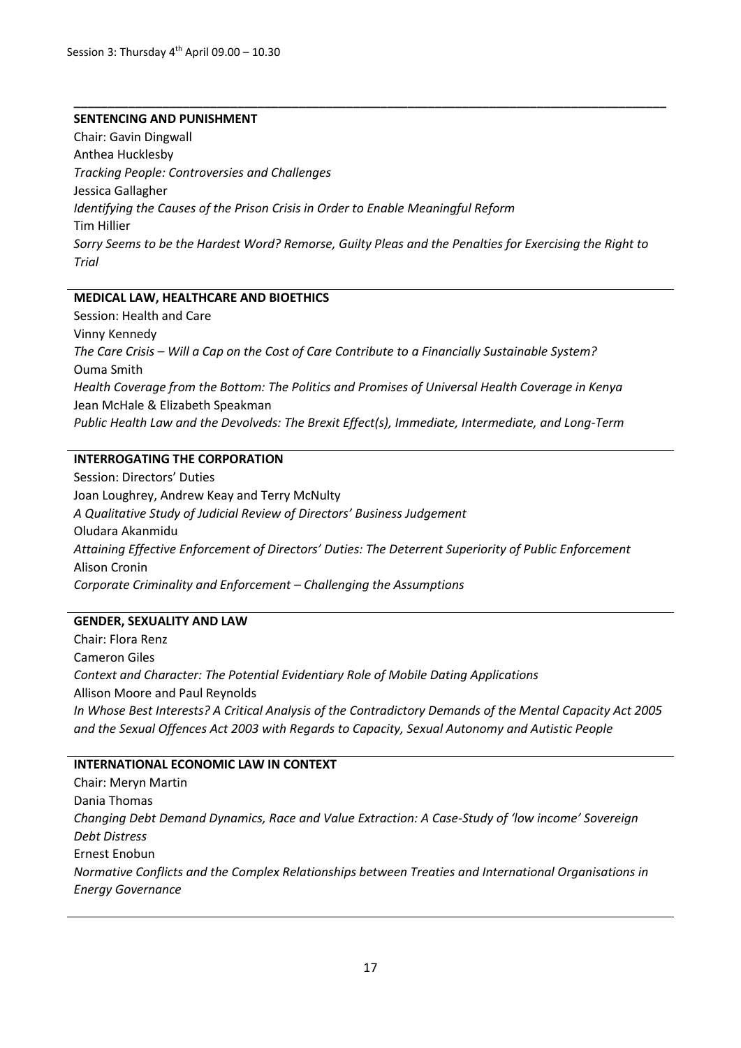Session 3: Thursday 4th April 09.00 – 10.30

---

### SENTENCING AND PUNISHMENT

Chair: Gavin Dingwall

Anthea Hucklesby

*Tracking People: Controversies and Challenges*

Jessica Gallagher

*Identifying the Causes of the Prison Crisis in Order to Enable Meaningful Reform*

Tim Hillier

*Sorry Seems to be the Hardest Word? Remorse, Guilty Pleas and the Penalties for Exercising the Right to Trial*

---

### MEDICAL LAW, HEALTHCARE AND BIOETHICS

Session: Health and Care

Vinny Kennedy

*The Care Crisis – Will a Cap on the Cost of Care Contribute to a Financially Sustainable System?*

Ouma Smith

*Health Coverage from the Bottom: The Politics and Promises of Universal Health Coverage in Kenya*

Jean McHale & Elizabeth Speakman

*Public Health Law and the Devolveds: The Brexit Effect(s), Immediate, Intermediate, and Long-Term*

---

### INTERROGATING THE CORPORATION

Session: Directors' Duties

Joan Loughrey, Andrew Keay and Terry McNulty

*A Qualitative Study of Judicial Review of Directors' Business Judgement*

Oludara Akanmidu

*Attaining Effective Enforcement of Directors' Duties: The Deterrent Superiority of Public Enforcement*

Alison Cronin

*Corporate Criminality and Enforcement – Challenging the Assumptions*

---

### GENDER, SEXUALITY AND LAW

Chair: Flora Renz

Cameron Giles

*Context and Character: The Potential Evidentiary Role of Mobile Dating Applications*

Allison Moore and Paul Reynolds

*In Whose Best Interests? A Critical Analysis of the Contradictory Demands of the Mental Capacity Act 2005 and the Sexual Offences Act 2003 with Regards to Capacity, Sexual Autonomy and Autistic People*

---

### INTERNATIONAL ECONOMIC LAW IN CONTEXT

Chair: Meryn Martin

Dania Thomas

*Changing Debt Demand Dynamics, Race and Value Extraction: A Case-Study of 'low income' Sovereign Debt Distress*

Ernest Enobun

*Normative Conflicts and the Complex Relationships between Treaties and International Organisations in Energy Governance*

---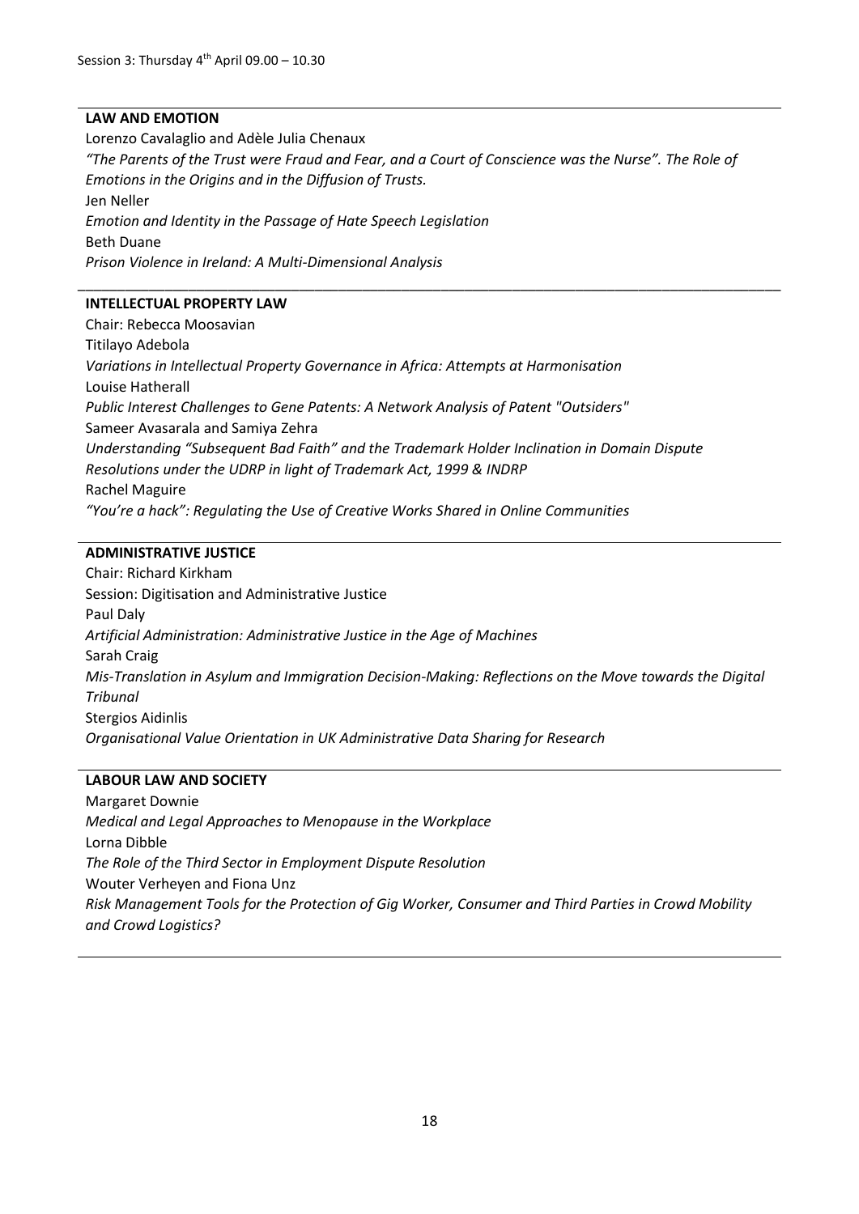Session 3: Thursday 4th April 09.00 – 10.30

**LAW AND EMOTION**

Lorenzo Cavalaglio and Adèle Julia Chenaux
*"The Parents of the Trust were Fraud and Fear, and a Court of Conscience was the Nurse". The Role of Emotions in the Origins and in the Diffusion of Trusts.*
Jen Neller
*Emotion and Identity in the Passage of Hate Speech Legislation*
Beth Duane
*Prison Violence in Ireland: A Multi-Dimensional Analysis*

**INTELLECTUAL PROPERTY LAW**

Chair: Rebecca Moosavian
Titilayo Adebola
*Variations in Intellectual Property Governance in Africa: Attempts at Harmonisation*
Louise Hatherall
*Public Interest Challenges to Gene Patents: A Network Analysis of Patent "Outsiders"*
Sameer Avasarala and Samiya Zehra
*Understanding "Subsequent Bad Faith" and the Trademark Holder Inclination in Domain Dispute Resolutions under the UDRP in light of Trademark Act, 1999 & INDRP*
Rachel Maguire
*"You're a hack": Regulating the Use of Creative Works Shared in Online Communities*

**ADMINISTRATIVE JUSTICE**

Chair: Richard Kirkham
Session: Digitisation and Administrative Justice
Paul Daly
*Artificial Administration: Administrative Justice in the Age of Machines*
Sarah Craig
*Mis-Translation in Asylum and Immigration Decision-Making: Reflections on the Move towards the Digital Tribunal*
Stergios Aidinlis
*Organisational Value Orientation in UK Administrative Data Sharing for Research*

**LABOUR LAW AND SOCIETY**

Margaret Downie
*Medical and Legal Approaches to Menopause in the Workplace*
Lorna Dibble
*The Role of the Third Sector in Employment Dispute Resolution*
Wouter Verheyen and Fiona Unz
*Risk Management Tools for the Protection of Gig Worker, Consumer and Third Parties in Crowd Mobility and Crowd Logistics?*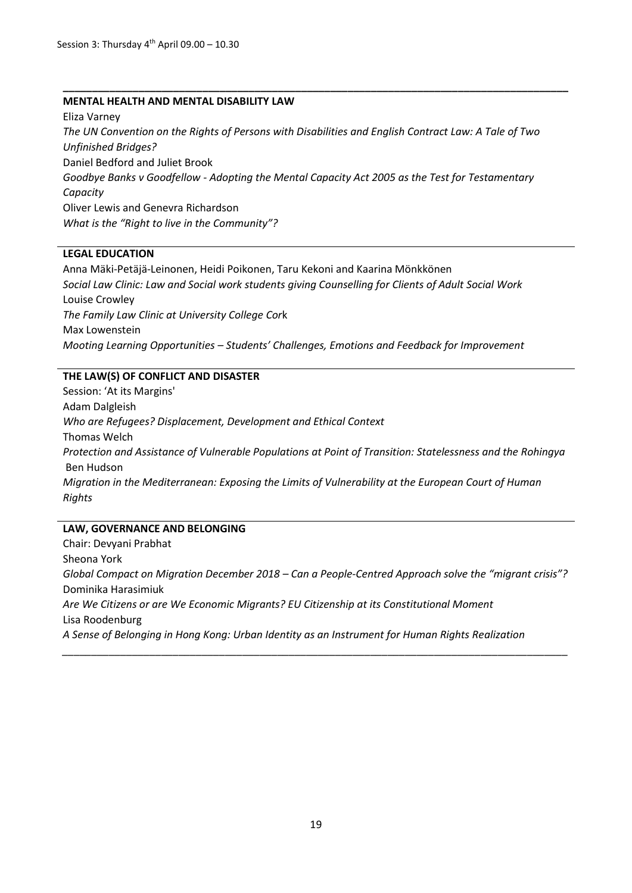Session 3: Thursday 4th April 09.00 – 10.30

---

**MENTAL HEALTH AND MENTAL DISABILITY LAW**

Eliza Varney
*The UN Convention on the Rights of Persons with Disabilities and English Contract Law: A Tale of Two Unfinished Bridges?*
Daniel Bedford and Juliet Brook
*Goodbye Banks v Goodfellow - Adopting the Mental Capacity Act 2005 as the Test for Testamentary Capacity*
Oliver Lewis and Genevra Richardson
*What is the "Right to live in the Community"?*

---

**LEGAL EDUCATION**

Anna Mäki-Petäjä-Leinonen, Heidi Poikonen, Taru Kekoni and Kaarina Mönkkönen
*Social Law Clinic: Law and Social work students giving Counselling for Clients of Adult Social Work*
Louise Crowley
*The Family Law Clinic at University College Cork*
Max Lowenstein
*Mooting Learning Opportunities – Students' Challenges, Emotions and Feedback for Improvement*

---

**THE LAW(S) OF CONFLICT AND DISASTER**

Session: 'At its Margins'
Adam Dalgleish
*Who are Refugees? Displacement, Development and Ethical Context*
Thomas Welch
*Protection and Assistance of Vulnerable Populations at Point of Transition: Statelessness and the Rohingya*
Ben Hudson
*Migration in the Mediterranean: Exposing the Limits of Vulnerability at the European Court of Human Rights*

---

**LAW, GOVERNANCE AND BELONGING**

Chair: Devyani Prabhat
Sheona York
*Global Compact on Migration December 2018 – Can a People-Centred Approach solve the "migrant crisis"?*
Dominika Harasimiuk
*Are We Citizens or are We Economic Migrants? EU Citizenship at its Constitutional Moment*
Lisa Roodenburg
*A Sense of Belonging in Hong Kong: Urban Identity as an Instrument for Human Rights Realization*

---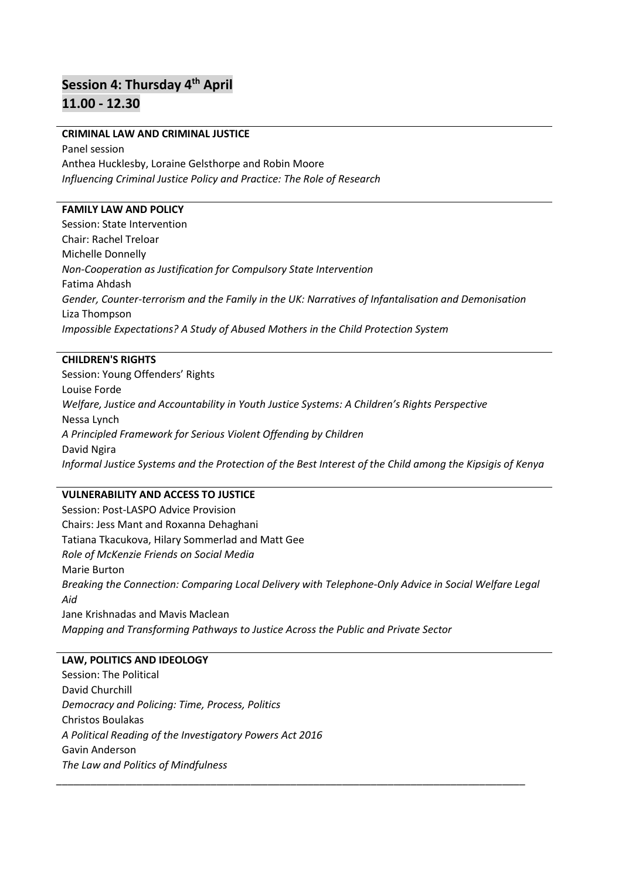## Session 4: Thursday 4th April
## 11.00 - 12.30

**CRIMINAL LAW AND CRIMINAL JUSTICE**

Panel session
Anthea Hucklesby, Loraine Gelsthorpe and Robin Moore
*Influencing Criminal Justice Policy and Practice: The Role of Research*

**FAMILY LAW AND POLICY**

Session: State Intervention
Chair: Rachel Treloar
Michelle Donnelly
*Non-Cooperation as Justification for Compulsory State Intervention*
Fatima Ahdash
*Gender, Counter-terrorism and the Family in the UK: Narratives of Infantalisation and Demonisation*
Liza Thompson
*Impossible Expectations? A Study of Abused Mothers in the Child Protection System*

**CHILDREN'S RIGHTS**

Session: Young Offenders' Rights
Louise Forde
*Welfare, Justice and Accountability in Youth Justice Systems: A Children's Rights Perspective*
Nessa Lynch
*A Principled Framework for Serious Violent Offending by Children*
David Ngira
*Informal Justice Systems and the Protection of the Best Interest of the Child among the Kipsigis of Kenya*

**VULNERABILITY AND ACCESS TO JUSTICE**

Session: Post-LASPO Advice Provision
Chairs: Jess Mant and Roxanna Dehaghani
Tatiana Tkacukova, Hilary Sommerlad and Matt Gee
*Role of McKenzie Friends on Social Media*
Marie Burton
*Breaking the Connection: Comparing Local Delivery with Telephone-Only Advice in Social Welfare Legal Aid*
Jane Krishnadas and Mavis Maclean
*Mapping and Transforming Pathways to Justice Across the Public and Private Sector*

**LAW, POLITICS AND IDEOLOGY**

Session: The Political
David Churchill
*Democracy and Policing: Time, Process, Politics*
Christos Boulakas
*A Political Reading of the Investigatory Powers Act 2016*
Gavin Anderson
*The Law and Politics of Mindfulness*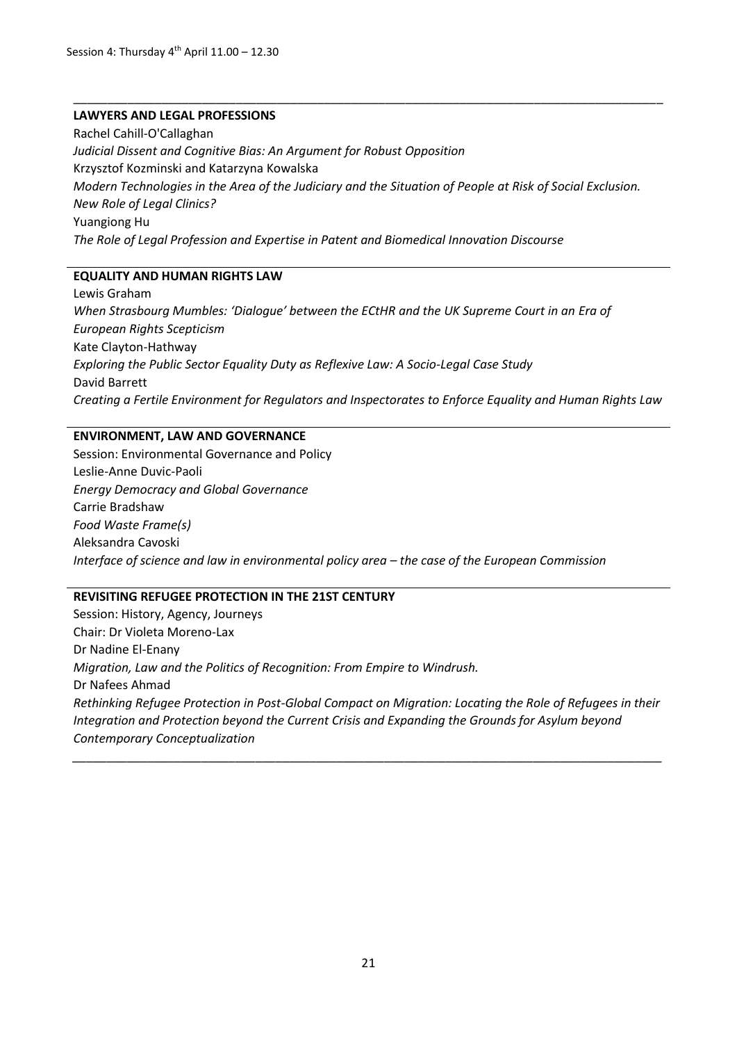Session 4: Thursday 4th April 11.00 – 12.30

---

**LAWYERS AND LEGAL PROFESSIONS**

Rachel Cahill-O'Callaghan
*Judicial Dissent and Cognitive Bias: An Argument for Robust Opposition*
Krzysztof Kozminski and Katarzyna Kowalska
*Modern Technologies in the Area of the Judiciary and the Situation of People at Risk of Social Exclusion. New Role of Legal Clinics?*
Yuangiong Hu
*The Role of Legal Profession and Expertise in Patent and Biomedical Innovation Discourse*

---

**EQUALITY AND HUMAN RIGHTS LAW**

Lewis Graham
*When Strasbourg Mumbles: 'Dialogue' between the ECtHR and the UK Supreme Court in an Era of European Rights Scepticism*
Kate Clayton-Hathway
*Exploring the Public Sector Equality Duty as Reflexive Law: A Socio-Legal Case Study*
David Barrett
*Creating a Fertile Environment for Regulators and Inspectorates to Enforce Equality and Human Rights Law*

---

**ENVIRONMENT, LAW AND GOVERNANCE**

Session: Environmental Governance and Policy
Leslie-Anne Duvic-Paoli
*Energy Democracy and Global Governance*
Carrie Bradshaw
*Food Waste Frame(s)*
Aleksandra Cavoski
*Interface of science and law in environmental policy area – the case of the European Commission*

---

**REVISITING REFUGEE PROTECTION IN THE 21ST CENTURY**

Session: History, Agency, Journeys
Chair: Dr Violeta Moreno-Lax
Dr Nadine El-Enany
*Migration, Law and the Politics of Recognition: From Empire to Windrush.*
Dr Nafees Ahmad
*Rethinking Refugee Protection in Post-Global Compact on Migration: Locating the Role of Refugees in their Integration and Protection beyond the Current Crisis and Expanding the Grounds for Asylum beyond Contemporary Conceptualization*

---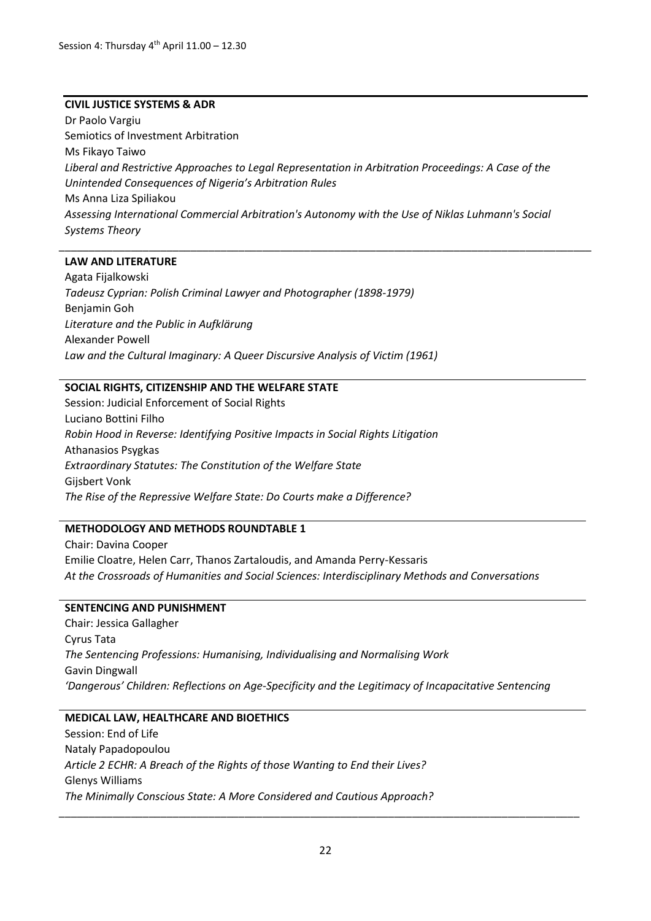Session 4: Thursday 4th April 11.00 – 12.30

## CIVIL JUSTICE SYSTEMS & ADR

Dr Paolo Vargiu
Semiotics of Investment Arbitration
Ms Fikayo Taiwo
*Liberal and Restrictive Approaches to Legal Representation in Arbitration Proceedings: A Case of the Unintended Consequences of Nigeria's Arbitration Rules*
Ms Anna Liza Spiliakou
*Assessing International Commercial Arbitration's Autonomy with the Use of Niklas Luhmann's Social Systems Theory*

---

## LAW AND LITERATURE

Agata Fijalkowski
*Tadeusz Cyprian: Polish Criminal Lawyer and Photographer (1898-1979)*
Benjamin Goh
*Literature and the Public in Aufklärung*
Alexander Powell
*Law and the Cultural Imaginary: A Queer Discursive Analysis of Victim (1961)*

---

## SOCIAL RIGHTS, CITIZENSHIP AND THE WELFARE STATE

Session: Judicial Enforcement of Social Rights
Luciano Bottini Filho
*Robin Hood in Reverse: Identifying Positive Impacts in Social Rights Litigation*
Athanasios Psygkas
*Extraordinary Statutes: The Constitution of the Welfare State*
Gijsbert Vonk
*The Rise of the Repressive Welfare State: Do Courts make a Difference?*

---

## METHODOLOGY AND METHODS ROUNDTABLE 1

Chair: Davina Cooper
Emilie Cloatre, Helen Carr, Thanos Zartaloudis, and Amanda Perry-Kessaris
*At the Crossroads of Humanities and Social Sciences: Interdisciplinary Methods and Conversations*

---

## SENTENCING AND PUNISHMENT

Chair: Jessica Gallagher
Cyrus Tata
*The Sentencing Professions: Humanising, Individualising and Normalising Work*
Gavin Dingwall
*'Dangerous' Children: Reflections on Age-Specificity and the Legitimacy of Incapacitative Sentencing*

---

## MEDICAL LAW, HEALTHCARE AND BIOETHICS

Session: End of Life
Nataly Papadopoulou
*Article 2 ECHR: A Breach of the Rights of those Wanting to End their Lives?*
Glenys Williams
*The Minimally Conscious State: A More Considered and Cautious Approach?*

---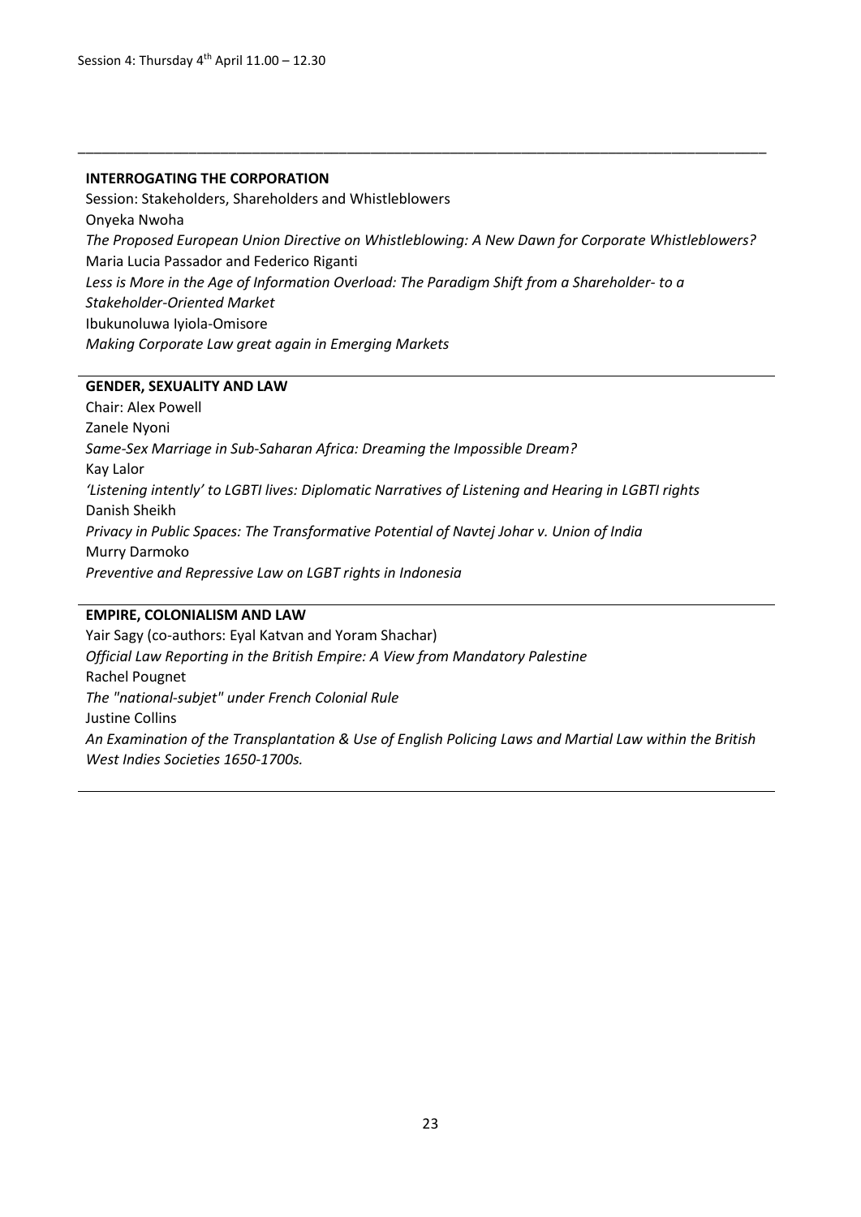Session 4: Thursday 4th April 11.00 – 12.30

**INTERROGATING THE CORPORATION**

Session: Stakeholders, Shareholders and Whistleblowers

Onyeka Nwoha

*The Proposed European Union Directive on Whistleblowing: A New Dawn for Corporate Whistleblowers?*

Maria Lucia Passador and Federico Riganti

*Less is More in the Age of Information Overload: The Paradigm Shift from a Shareholder- to a Stakeholder-Oriented Market*

Ibukunoluwa Iyiola-Omisore

*Making Corporate Law great again in Emerging Markets*

**GENDER, SEXUALITY AND LAW**

Chair: Alex Powell

Zanele Nyoni

*Same-Sex Marriage in Sub-Saharan Africa: Dreaming the Impossible Dream?*

Kay Lalor

*'Listening intently' to LGBTI lives: Diplomatic Narratives of Listening and Hearing in LGBTI rights*

Danish Sheikh

*Privacy in Public Spaces: The Transformative Potential of Navtej Johar v. Union of India*

Murry Darmoko

*Preventive and Repressive Law on LGBT rights in Indonesia*

**EMPIRE, COLONIALISM AND LAW**

Yair Sagy (co-authors: Eyal Katvan and Yoram Shachar)

*Official Law Reporting in the British Empire: A View from Mandatory Palestine*

Rachel Pougnet

*The "national-subjet" under French Colonial Rule*

Justine Collins

*An Examination of the Transplantation & Use of English Policing Laws and Martial Law within the British West Indies Societies 1650-1700s.*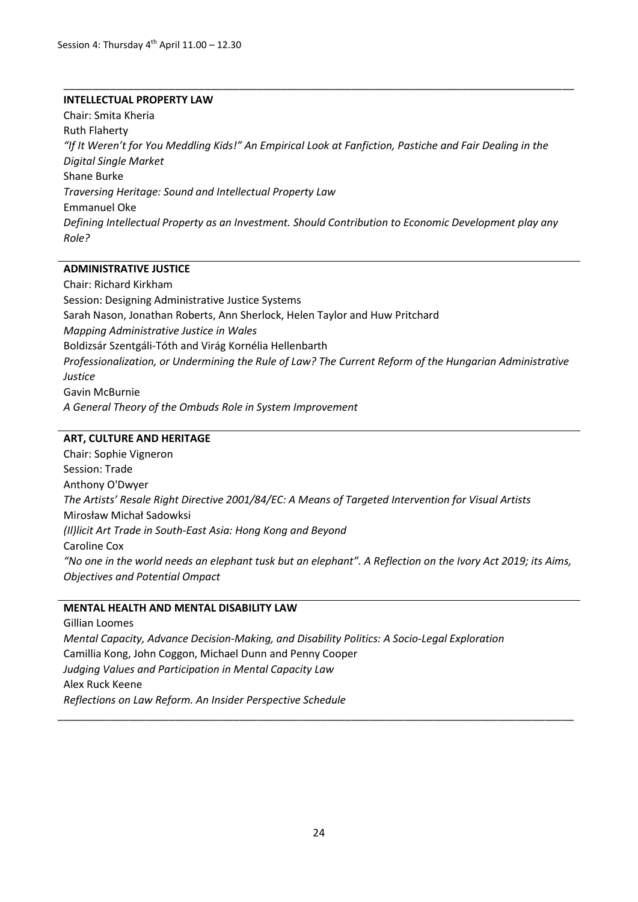Session 4: Thursday 4th April 11.00 – 12.30

**INTELLECTUAL PROPERTY LAW**

Chair: Smita Kheria

Ruth Flaherty

*"If It Weren't for You Meddling Kids!" An Empirical Look at Fanfiction, Pastiche and Fair Dealing in the Digital Single Market*

Shane Burke

*Traversing Heritage: Sound and Intellectual Property Law*

Emmanuel Oke

*Defining Intellectual Property as an Investment. Should Contribution to Economic Development play any Role?*

**ADMINISTRATIVE JUSTICE**

Chair: Richard Kirkham

Session: Designing Administrative Justice Systems

Sarah Nason, Jonathan Roberts, Ann Sherlock, Helen Taylor and Huw Pritchard

*Mapping Administrative Justice in Wales*

Boldizsár Szentgáli-Tóth and Virág Kornélia Hellenbarth

*Professionalization, or Undermining the Rule of Law? The Current Reform of the Hungarian Administrative Justice*

Gavin McBurnie

*A General Theory of the Ombuds Role in System Improvement*

**ART, CULTURE AND HERITAGE**

Chair: Sophie Vigneron

Session: Trade

Anthony O'Dwyer

*The Artists' Resale Right Directive 2001/84/EC: A Means of Targeted Intervention for Visual Artists*

Mirosław Michał Sadowksi

*(Il)licit Art Trade in South-East Asia: Hong Kong and Beyond*

Caroline Cox

*"No one in the world needs an elephant tusk but an elephant". A Reflection on the Ivory Act 2019; its Aims, Objectives and Potential Ompact*

**MENTAL HEALTH AND MENTAL DISABILITY LAW**

Gillian Loomes

*Mental Capacity, Advance Decision-Making, and Disability Politics: A Socio-Legal Exploration*

Camillia Kong, John Coggon, Michael Dunn and Penny Cooper

*Judging Values and Participation in Mental Capacity Law*

Alex Ruck Keene

*Reflections on Law Reform. An Insider Perspective Schedule*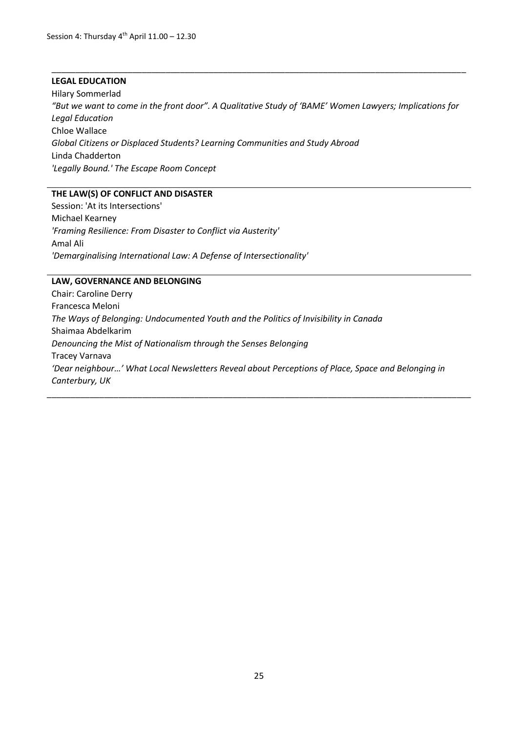Session 4: Thursday 4th April 11.00 – 12.30

---

**LEGAL EDUCATION**

Hilary Sommerlad

*"But we want to come in the front door". A Qualitative Study of 'BAME' Women Lawyers; Implications for Legal Education*

Chloe Wallace

*Global Citizens or Displaced Students? Learning Communities and Study Abroad*

Linda Chadderton

*'Legally Bound.' The Escape Room Concept*

---

**THE LAW(S) OF CONFLICT AND DISASTER**

Session: 'At its Intersections'

Michael Kearney

*'Framing Resilience: From Disaster to Conflict via Austerity'*

Amal Ali

*'Demarginalising International Law: A Defense of Intersectionality'*

---

**LAW, GOVERNANCE AND BELONGING**

Chair: Caroline Derry

Francesca Meloni

*The Ways of Belonging: Undocumented Youth and the Politics of Invisibility in Canada*

Shaimaa Abdelkarim

*Denouncing the Mist of Nationalism through the Senses Belonging*

Tracey Varnava

*'Dear neighbour…' What Local Newsletters Reveal about Perceptions of Place, Space and Belonging in Canterbury, UK*

---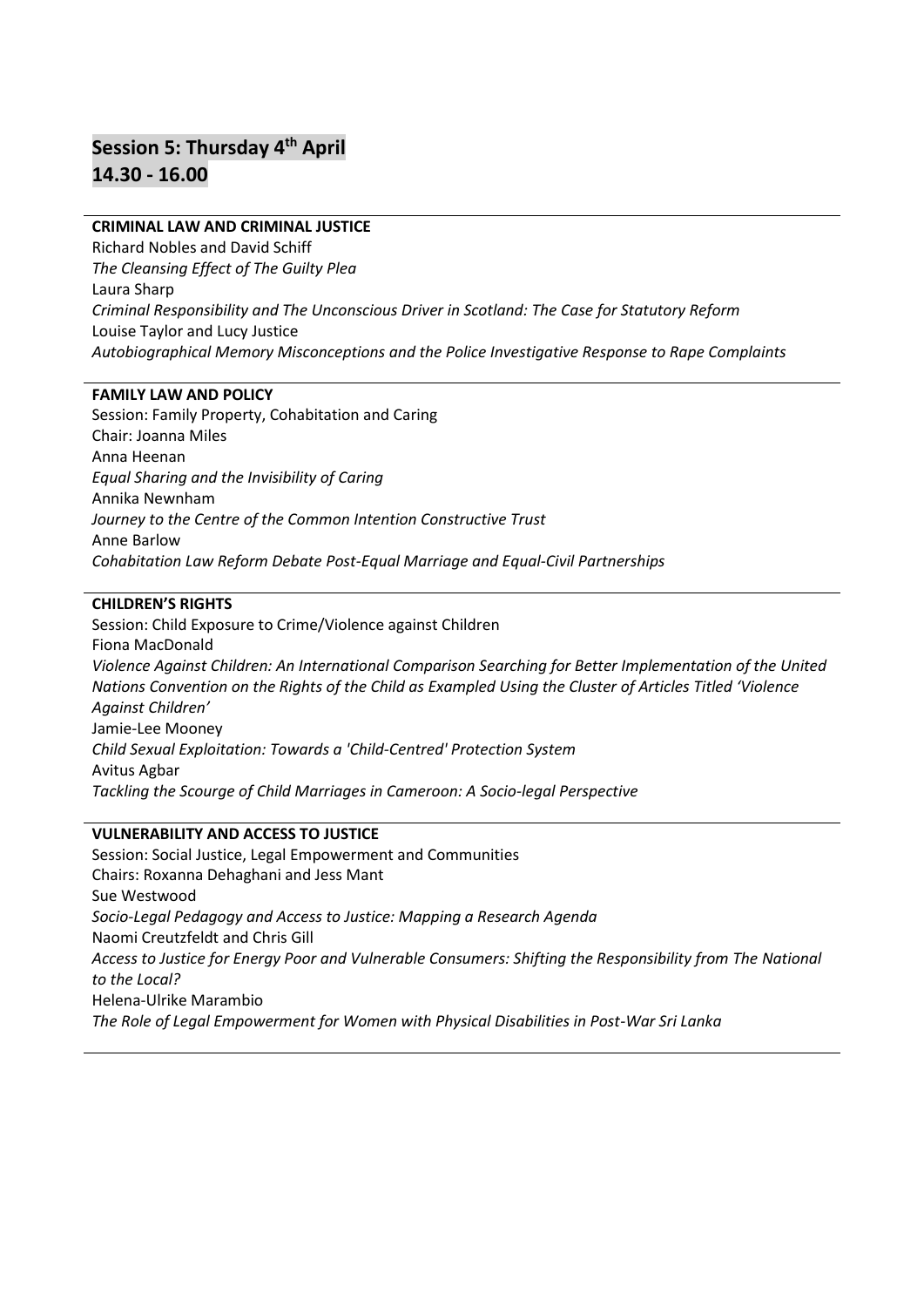## Session 5: Thursday 4th April 14.30 - 16.00

**CRIMINAL LAW AND CRIMINAL JUSTICE**

Richard Nobles and David Schiff

*The Cleansing Effect of The Guilty Plea*

Laura Sharp

*Criminal Responsibility and The Unconscious Driver in Scotland: The Case for Statutory Reform*

Louise Taylor and Lucy Justice

*Autobiographical Memory Misconceptions and the Police Investigative Response to Rape Complaints*

**FAMILY LAW AND POLICY**

Session: Family Property, Cohabitation and Caring

Chair: Joanna Miles

Anna Heenan

*Equal Sharing and the Invisibility of Caring*

Annika Newnham

*Journey to the Centre of the Common Intention Constructive Trust*

Anne Barlow

*Cohabitation Law Reform Debate Post-Equal Marriage and Equal-Civil Partnerships*

**CHILDREN'S RIGHTS**

Session: Child Exposure to Crime/Violence against Children

Fiona MacDonald

*Violence Against Children: An International Comparison Searching for Better Implementation of the United Nations Convention on the Rights of the Child as Exampled Using the Cluster of Articles Titled 'Violence Against Children'*

Jamie-Lee Mooney

*Child Sexual Exploitation: Towards a 'Child-Centred' Protection System*

Avitus Agbar

*Tackling the Scourge of Child Marriages in Cameroon: A Socio-legal Perspective*

**VULNERABILITY AND ACCESS TO JUSTICE**

Session: Social Justice, Legal Empowerment and Communities

Chairs: Roxanna Dehaghani and Jess Mant

Sue Westwood

*Socio-Legal Pedagogy and Access to Justice: Mapping a Research Agenda*

Naomi Creutzfeldt and Chris Gill

*Access to Justice for Energy Poor and Vulnerable Consumers: Shifting the Responsibility from The National to the Local?*

Helena-Ulrike Marambio

*The Role of Legal Empowerment for Women with Physical Disabilities in Post-War Sri Lanka*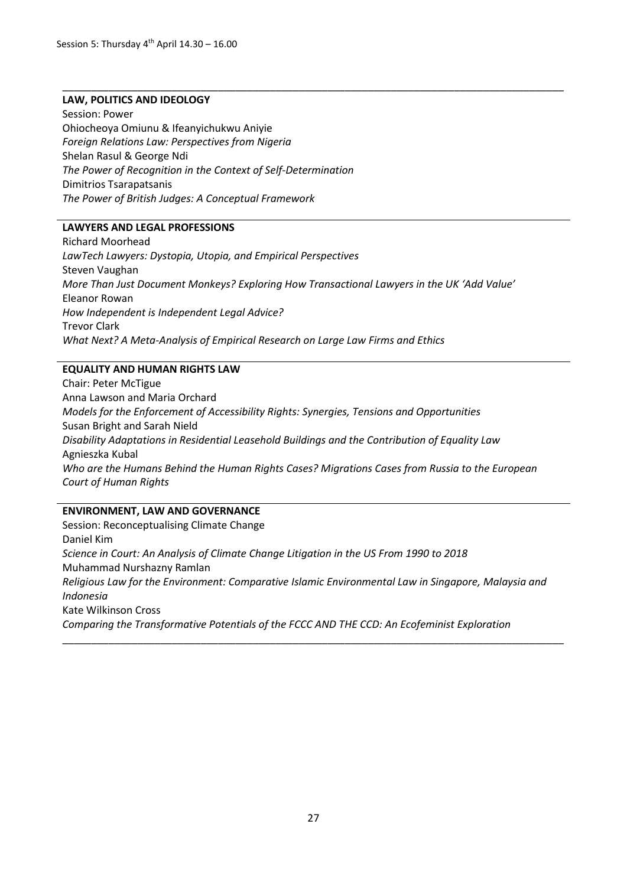Session 5: Thursday 4th April 14.30 – 16.00

**LAW, POLITICS AND IDEOLOGY**

Session: Power

Ohiocheoya Omiunu & Ifeanyichukwu Aniyie

*Foreign Relations Law: Perspectives from Nigeria*

Shelan Rasul & George Ndi

*The Power of Recognition in the Context of Self-Determination*

Dimitrios Tsarapatsanis

*The Power of British Judges: A Conceptual Framework*

**LAWYERS AND LEGAL PROFESSIONS**

Richard Moorhead

*LawTech Lawyers: Dystopia, Utopia, and Empirical Perspectives*

Steven Vaughan

*More Than Just Document Monkeys? Exploring How Transactional Lawyers in the UK 'Add Value'*

Eleanor Rowan

*How Independent is Independent Legal Advice?*

Trevor Clark

*What Next? A Meta-Analysis of Empirical Research on Large Law Firms and Ethics*

**EQUALITY AND HUMAN RIGHTS LAW**

Chair: Peter McTigue

Anna Lawson and Maria Orchard

*Models for the Enforcement of Accessibility Rights: Synergies, Tensions and Opportunities*

Susan Bright and Sarah Nield

*Disability Adaptations in Residential Leasehold Buildings and the Contribution of Equality Law*

Agnieszka Kubal

*Who are the Humans Behind the Human Rights Cases? Migrations Cases from Russia to the European Court of Human Rights*

**ENVIRONMENT, LAW AND GOVERNANCE**

Session: Reconceptualising Climate Change

Daniel Kim

*Science in Court: An Analysis of Climate Change Litigation in the US From 1990 to 2018*

Muhammad Nurshazny Ramlan

*Religious Law for the Environment: Comparative Islamic Environmental Law in Singapore, Malaysia and Indonesia*

Kate Wilkinson Cross

*Comparing the Transformative Potentials of the FCCC AND THE CCD: An Ecofeminist Exploration*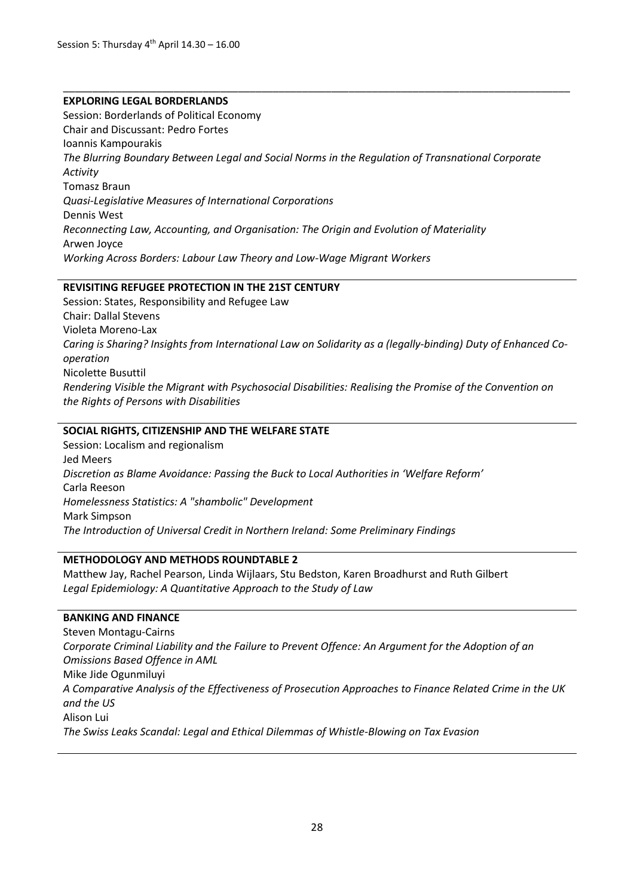Session 5: Thursday 4th April 14.30 – 16.00

---

**EXPLORING LEGAL BORDERLANDS**

Session: Borderlands of Political Economy
Chair and Discussant: Pedro Fortes
Ioannis Kampourakis
*The Blurring Boundary Between Legal and Social Norms in the Regulation of Transnational Corporate Activity*
Tomasz Braun
*Quasi-Legislative Measures of International Corporations*
Dennis West
*Reconnecting Law, Accounting, and Organisation: The Origin and Evolution of Materiality*
Arwen Joyce
*Working Across Borders: Labour Law Theory and Low-Wage Migrant Workers*

---

**REVISITING REFUGEE PROTECTION IN THE 21ST CENTURY**

Session: States, Responsibility and Refugee Law
Chair: Dallal Stevens
Violeta Moreno-Lax
*Caring is Sharing? Insights from International Law on Solidarity as a (legally-binding) Duty of Enhanced Co-operation*
Nicolette Busuttil
*Rendering Visible the Migrant with Psychosocial Disabilities: Realising the Promise of the Convention on the Rights of Persons with Disabilities*

---

**SOCIAL RIGHTS, CITIZENSHIP AND THE WELFARE STATE**

Session: Localism and regionalism
Jed Meers
*Discretion as Blame Avoidance: Passing the Buck to Local Authorities in 'Welfare Reform'*
Carla Reeson
*Homelessness Statistics: A "shambolic" Development*
Mark Simpson
*The Introduction of Universal Credit in Northern Ireland: Some Preliminary Findings*

---

**METHODOLOGY AND METHODS ROUNDTABLE 2**

Matthew Jay, Rachel Pearson, Linda Wijlaars, Stu Bedston, Karen Broadhurst and Ruth Gilbert
*Legal Epidemiology: A Quantitative Approach to the Study of Law*

---

**BANKING AND FINANCE**

Steven Montagu-Cairns
*Corporate Criminal Liability and the Failure to Prevent Offence: An Argument for the Adoption of an Omissions Based Offence in AML*
Mike Jide Ogunmiluyi
*A Comparative Analysis of the Effectiveness of Prosecution Approaches to Finance Related Crime in the UK and the US*
Alison Lui
*The Swiss Leaks Scandal: Legal and Ethical Dilemmas of Whistle-Blowing on Tax Evasion*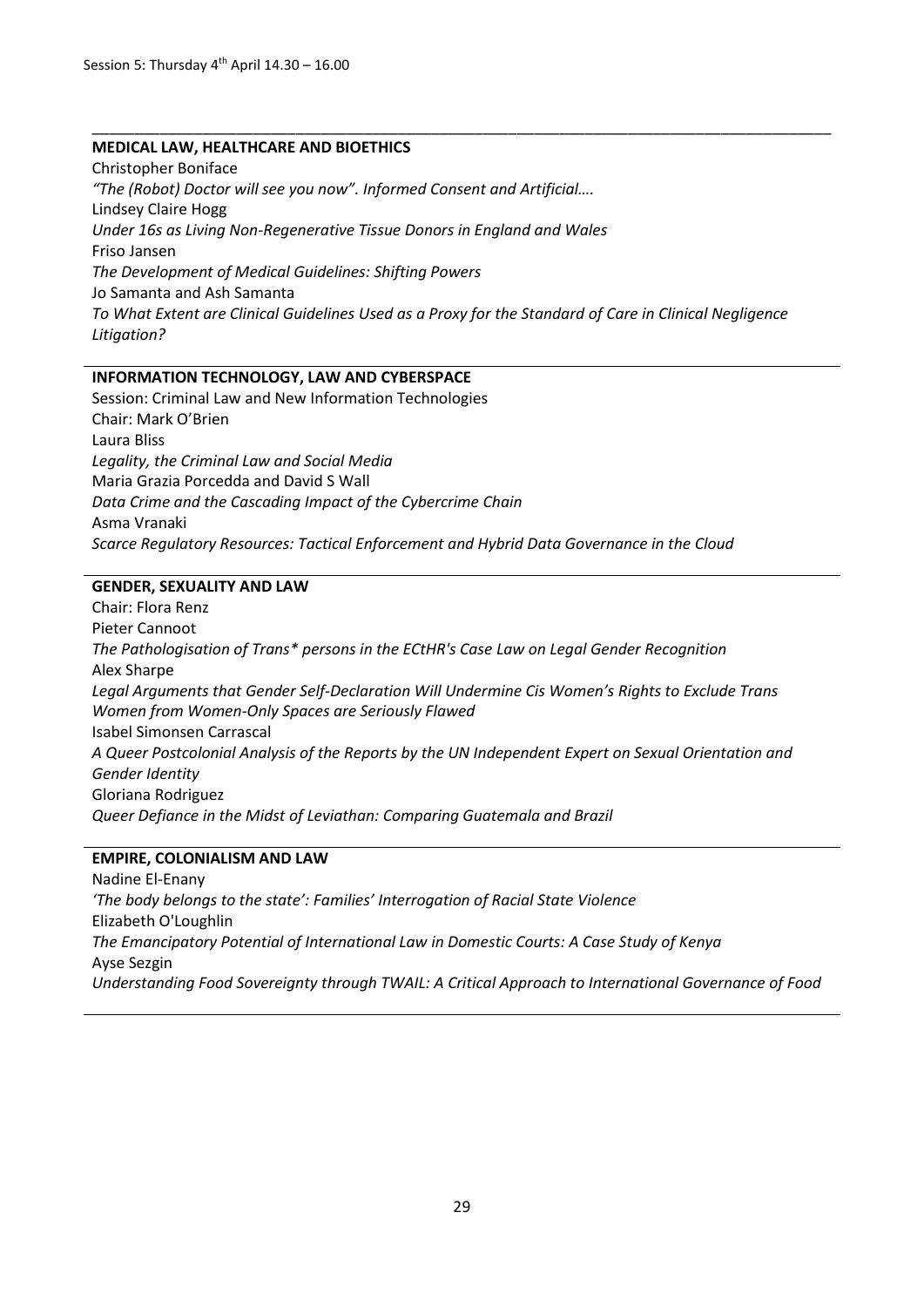Session 5: Thursday 4th April 14.30 – 16.00

---

**MEDICAL LAW, HEALTHCARE AND BIOETHICS**

Christopher Boniface
*"The (Robot) Doctor will see you now". Informed Consent and Artificial….*
Lindsey Claire Hogg
*Under 16s as Living Non-Regenerative Tissue Donors in England and Wales*
Friso Jansen
*The Development of Medical Guidelines: Shifting Powers*
Jo Samanta and Ash Samanta
*To What Extent are Clinical Guidelines Used as a Proxy for the Standard of Care in Clinical Negligence Litigation?*

---

**INFORMATION TECHNOLOGY, LAW AND CYBERSPACE**

Session: Criminal Law and New Information Technologies
Chair: Mark O'Brien
Laura Bliss
*Legality, the Criminal Law and Social Media*
Maria Grazia Porcedda and David S Wall
*Data Crime and the Cascading Impact of the Cybercrime Chain*
Asma Vranaki
*Scarce Regulatory Resources: Tactical Enforcement and Hybrid Data Governance in the Cloud*

---

**GENDER, SEXUALITY AND LAW**

Chair: Flora Renz
Pieter Cannoot
*The Pathologisation of Trans* persons in the ECtHR's Case Law on Legal Gender Recognition*
Alex Sharpe
*Legal Arguments that Gender Self-Declaration Will Undermine Cis Women's Rights to Exclude Trans Women from Women-Only Spaces are Seriously Flawed*
Isabel Simonsen Carrascal
*A Queer Postcolonial Analysis of the Reports by the UN Independent Expert on Sexual Orientation and Gender Identity*
Gloriana Rodriguez
*Queer Defiance in the Midst of Leviathan: Comparing Guatemala and Brazil*

---

**EMPIRE, COLONIALISM AND LAW**

Nadine El-Enany
*'The body belongs to the state': Families' Interrogation of Racial State Violence*
Elizabeth O'Loughlin
*The Emancipatory Potential of International Law in Domestic Courts: A Case Study of Kenya*
Ayse Sezgin
*Understanding Food Sovereignty through TWAIL: A Critical Approach to International Governance of Food*

---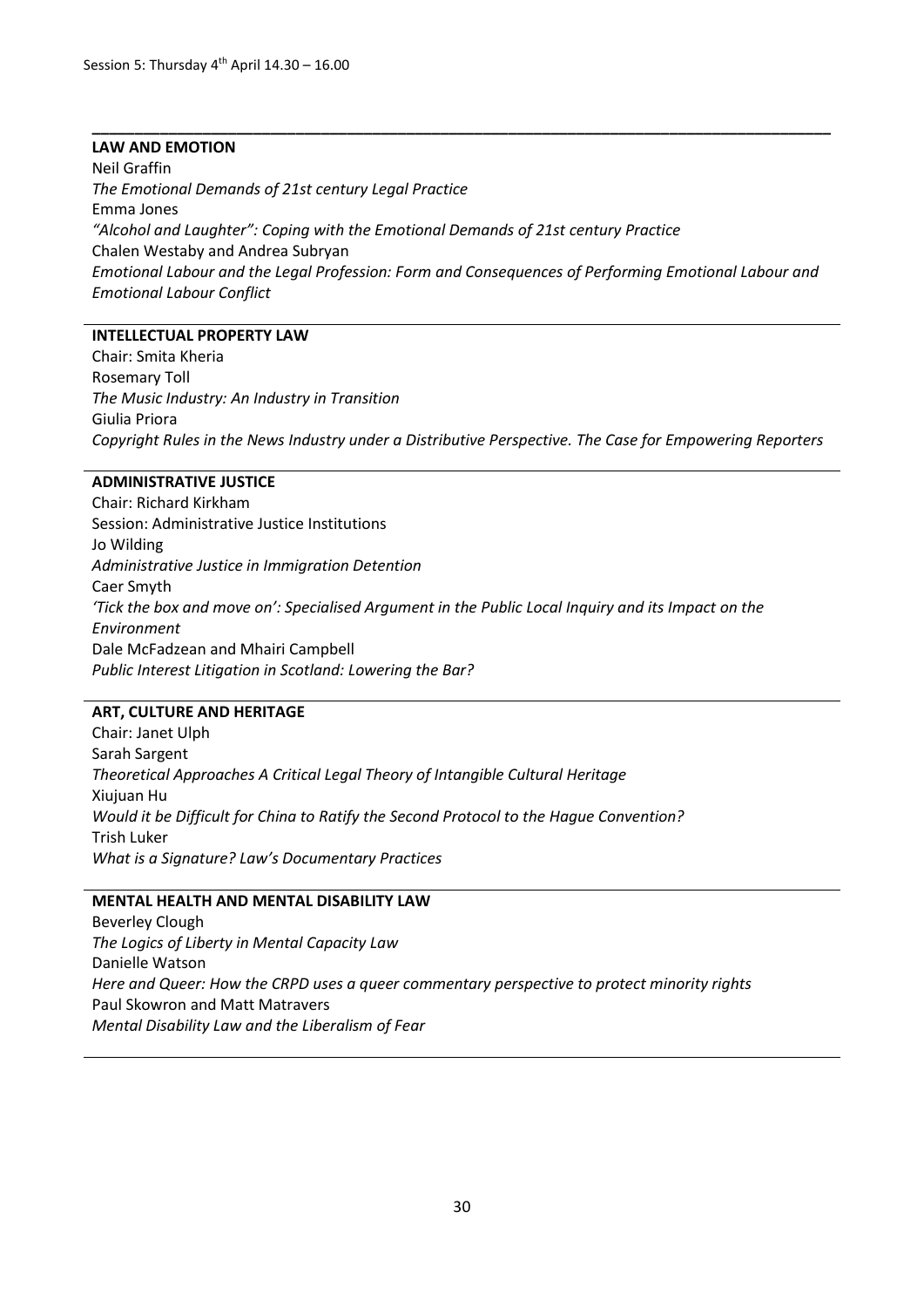Session 5: Thursday 4th April 14.30 – 16.00

---

**LAW AND EMOTION**

Neil Graffin
*The Emotional Demands of 21st century Legal Practice*
Emma Jones
*"Alcohol and Laughter": Coping with the Emotional Demands of 21st century Practice*
Chalen Westaby and Andrea Subryan
*Emotional Labour and the Legal Profession: Form and Consequences of Performing Emotional Labour and Emotional Labour Conflict*

---

**INTELLECTUAL PROPERTY LAW**

Chair: Smita Kheria
Rosemary Toll
*The Music Industry: An Industry in Transition*
Giulia Priora
*Copyright Rules in the News Industry under a Distributive Perspective. The Case for Empowering Reporters*

---

**ADMINISTRATIVE JUSTICE**

Chair: Richard Kirkham
Session: Administrative Justice Institutions
Jo Wilding
*Administrative Justice in Immigration Detention*
Caer Smyth
*'Tick the box and move on': Specialised Argument in the Public Local Inquiry and its Impact on the Environment*
Dale McFadzean and Mhairi Campbell
*Public Interest Litigation in Scotland: Lowering the Bar?*

---

**ART, CULTURE AND HERITAGE**

Chair: Janet Ulph
Sarah Sargent
*Theoretical Approaches A Critical Legal Theory of Intangible Cultural Heritage*
Xiujuan Hu
*Would it be Difficult for China to Ratify the Second Protocol to the Hague Convention?*
Trish Luker
*What is a Signature? Law's Documentary Practices*

---

**MENTAL HEALTH AND MENTAL DISABILITY LAW**

Beverley Clough
*The Logics of Liberty in Mental Capacity Law*
Danielle Watson
*Here and Queer: How the CRPD uses a queer commentary perspective to protect minority rights*
Paul Skowron and Matt Matravers
*Mental Disability Law and the Liberalism of Fear*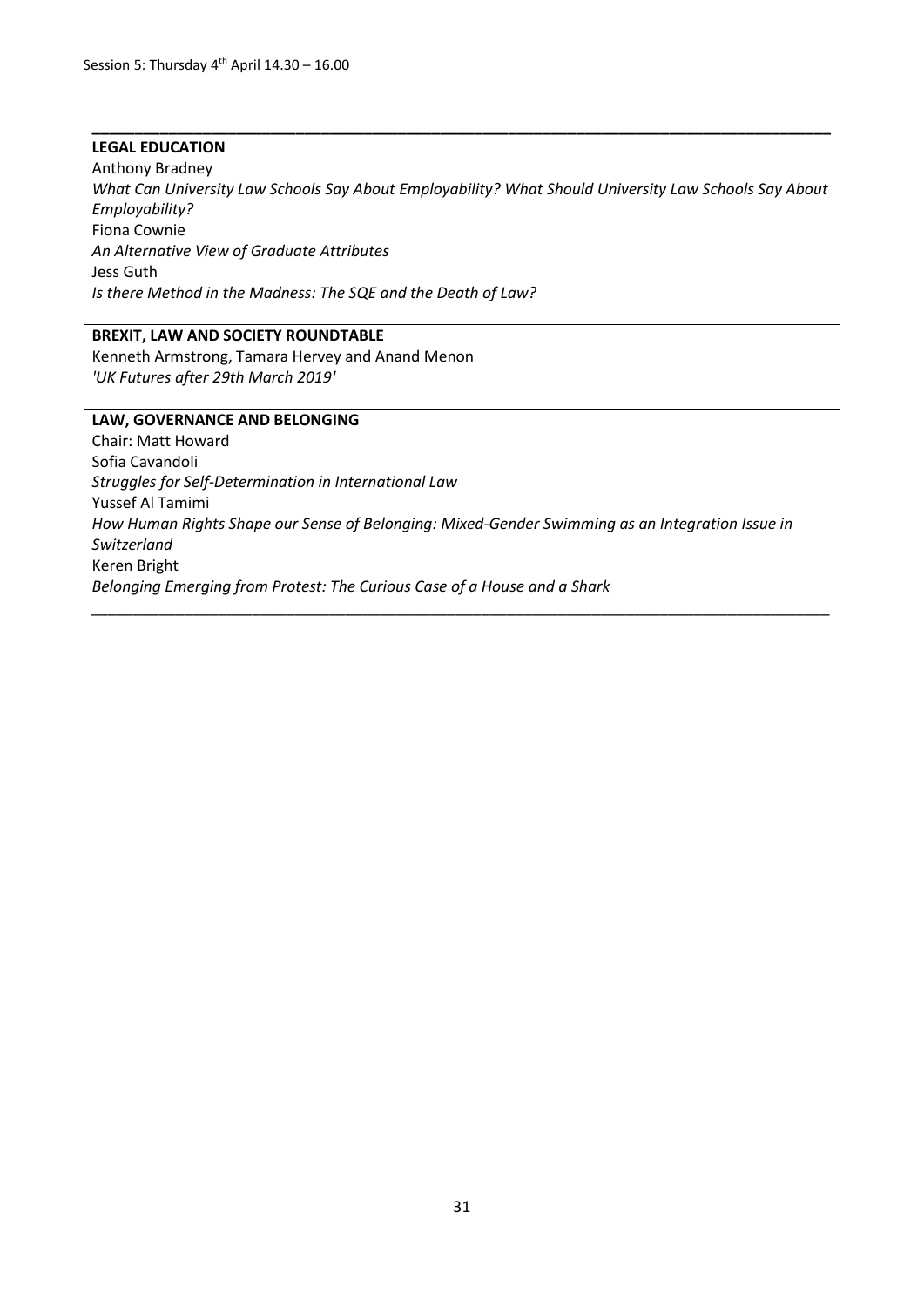Session 5: Thursday 4th April 14.30 – 16.00

---

**LEGAL EDUCATION**

Anthony Bradney

*What Can University Law Schools Say About Employability? What Should University Law Schools Say About Employability?*

Fiona Cownie

*An Alternative View of Graduate Attributes*

Jess Guth

*Is there Method in the Madness: The SQE and the Death of Law?*

---

**BREXIT, LAW AND SOCIETY ROUNDTABLE**

Kenneth Armstrong, Tamara Hervey and Anand Menon

*'UK Futures after 29th March 2019'*

---

**LAW, GOVERNANCE AND BELONGING**

Chair: Matt Howard

Sofia Cavandoli

*Struggles for Self-Determination in International Law*

Yussef Al Tamimi

*How Human Rights Shape our Sense of Belonging: Mixed-Gender Swimming as an Integration Issue in Switzerland*

Keren Bright

*Belonging Emerging from Protest: The Curious Case of a House and a Shark*

---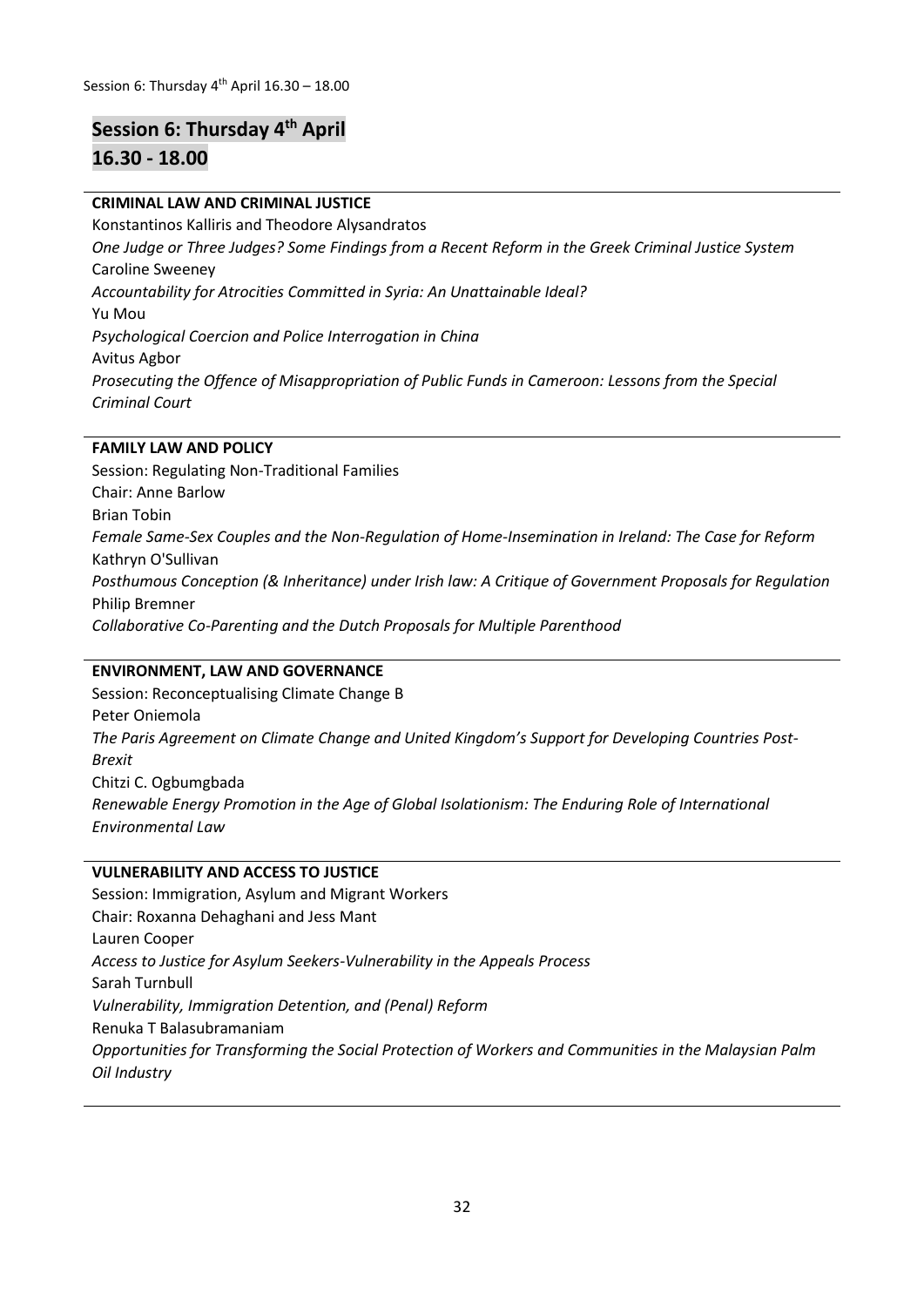## Session 6: Thursday 4th April
## 16.30 - 18.00

---

**CRIMINAL LAW AND CRIMINAL JUSTICE**

Konstantinos Kalliris and Theodore Alysandratos

*One Judge or Three Judges? Some Findings from a Recent Reform in the Greek Criminal Justice System*

Caroline Sweeney

*Accountability for Atrocities Committed in Syria: An Unattainable Ideal?*

Yu Mou

*Psychological Coercion and Police Interrogation in China*

Avitus Agbor

*Prosecuting the Offence of Misappropriation of Public Funds in Cameroon: Lessons from the Special Criminal Court*

---

**FAMILY LAW AND POLICY**

Session: Regulating Non-Traditional Families

Chair: Anne Barlow

Brian Tobin

*Female Same-Sex Couples and the Non-Regulation of Home-Insemination in Ireland: The Case for Reform*

Kathryn O'Sullivan

*Posthumous Conception (& Inheritance) under Irish law: A Critique of Government Proposals for Regulation*

Philip Bremner

*Collaborative Co-Parenting and the Dutch Proposals for Multiple Parenthood*

---

**ENVIRONMENT, LAW AND GOVERNANCE**

Session: Reconceptualising Climate Change B

Peter Oniemola

*The Paris Agreement on Climate Change and United Kingdom's Support for Developing Countries Post-Brexit*

Chitzi C. Ogbumgbada

*Renewable Energy Promotion in the Age of Global Isolationism: The Enduring Role of International Environmental Law*

---

**VULNERABILITY AND ACCESS TO JUSTICE**

Session: Immigration, Asylum and Migrant Workers

Chair: Roxanna Dehaghani and Jess Mant

Lauren Cooper

*Access to Justice for Asylum Seekers-Vulnerability in the Appeals Process*

Sarah Turnbull

*Vulnerability, Immigration Detention, and (Penal) Reform*

Renuka T Balasubramaniam

*Opportunities for Transforming the Social Protection of Workers and Communities in the Malaysian Palm Oil Industry*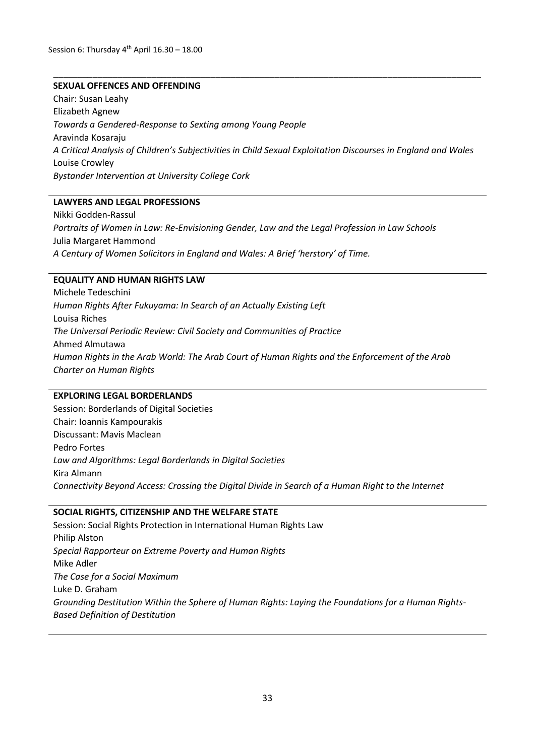Session 6: Thursday 4th April 16.30 – 18.00

---

**SEXUAL OFFENCES AND OFFENDING**

Chair: Susan Leahy

Elizabeth Agnew

*Towards a Gendered-Response to Sexting among Young People*

Aravinda Kosaraju

*A Critical Analysis of Children's Subjectivities in Child Sexual Exploitation Discourses in England and Wales*

Louise Crowley

*Bystander Intervention at University College Cork*

---

**LAWYERS AND LEGAL PROFESSIONS**

Nikki Godden-Rassul

*Portraits of Women in Law: Re-Envisioning Gender, Law and the Legal Profession in Law Schools*

Julia Margaret Hammond

*A Century of Women Solicitors in England and Wales: A Brief 'herstory' of Time.*

---

**EQUALITY AND HUMAN RIGHTS LAW**

Michele Tedeschini

*Human Rights After Fukuyama: In Search of an Actually Existing Left*

Louisa Riches

*The Universal Periodic Review: Civil Society and Communities of Practice*

Ahmed Almutawa

*Human Rights in the Arab World: The Arab Court of Human Rights and the Enforcement of the Arab Charter on Human Rights*

---

**EXPLORING LEGAL BORDERLANDS**

Session: Borderlands of Digital Societies

Chair: Ioannis Kampourakis

Discussant: Mavis Maclean

Pedro Fortes

*Law and Algorithms: Legal Borderlands in Digital Societies*

Kira Almann

*Connectivity Beyond Access: Crossing the Digital Divide in Search of a Human Right to the Internet*

---

**SOCIAL RIGHTS, CITIZENSHIP AND THE WELFARE STATE**

Session: Social Rights Protection in International Human Rights Law

Philip Alston

*Special Rapporteur on Extreme Poverty and Human Rights*

Mike Adler

*The Case for a Social Maximum*

Luke D. Graham

*Grounding Destitution Within the Sphere of Human Rights: Laying the Foundations for a Human Rights-Based Definition of Destitution*

---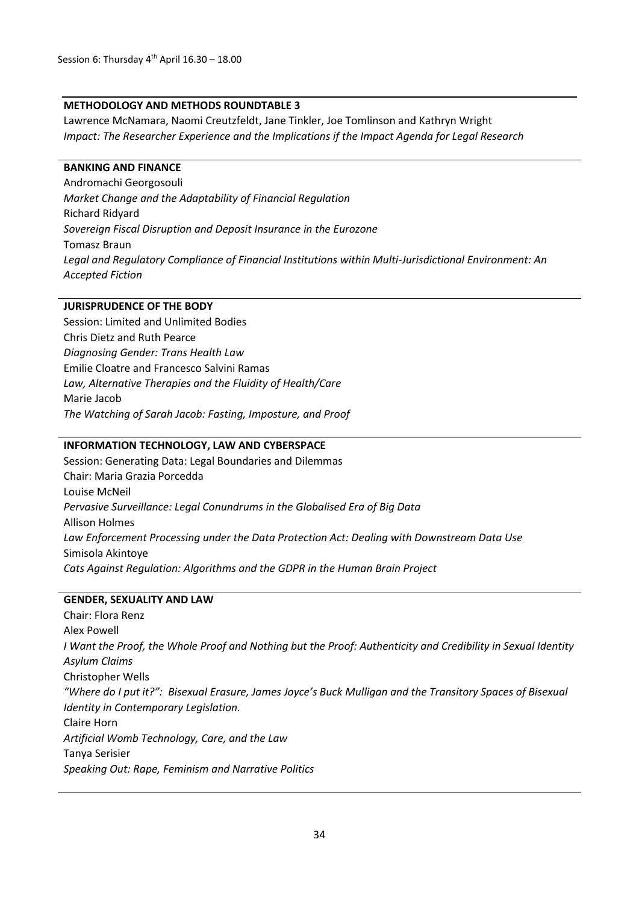Session 6: Thursday 4th April 16.30 – 18.00

**METHODOLOGY AND METHODS ROUNDTABLE 3**

Lawrence McNamara, Naomi Creutzfeldt, Jane Tinkler, Joe Tomlinson and Kathryn Wright
*Impact: The Researcher Experience and the Implications if the Impact Agenda for Legal Research*

**BANKING AND FINANCE**

Andromachi Georgosouli
*Market Change and the Adaptability of Financial Regulation*
Richard Ridyard
*Sovereign Fiscal Disruption and Deposit Insurance in the Eurozone*
Tomasz Braun
*Legal and Regulatory Compliance of Financial Institutions within Multi-Jurisdictional Environment: An Accepted Fiction*

**JURISPRUDENCE OF THE BODY**

Session: Limited and Unlimited Bodies
Chris Dietz and Ruth Pearce
*Diagnosing Gender: Trans Health Law*
Emilie Cloatre and Francesco Salvini Ramas
*Law, Alternative Therapies and the Fluidity of Health/Care*
Marie Jacob
*The Watching of Sarah Jacob: Fasting, Imposture, and Proof*

**INFORMATION TECHNOLOGY, LAW AND CYBERSPACE**

Session: Generating Data: Legal Boundaries and Dilemmas
Chair: Maria Grazia Porcedda
Louise McNeil
*Pervasive Surveillance: Legal Conundrums in the Globalised Era of Big Data*
Allison Holmes
*Law Enforcement Processing under the Data Protection Act: Dealing with Downstream Data Use*
Simisola Akintoye
*Cats Against Regulation: Algorithms and the GDPR in the Human Brain Project*

**GENDER, SEXUALITY AND LAW**

Chair: Flora Renz
Alex Powell
*I Want the Proof, the Whole Proof and Nothing but the Proof: Authenticity and Credibility in Sexual Identity Asylum Claims*
Christopher Wells
*"Where do I put it?": Bisexual Erasure, James Joyce's Buck Mulligan and the Transitory Spaces of Bisexual Identity in Contemporary Legislation.*
Claire Horn
*Artificial Womb Technology, Care, and the Law*
Tanya Serisier
*Speaking Out: Rape, Feminism and Narrative Politics*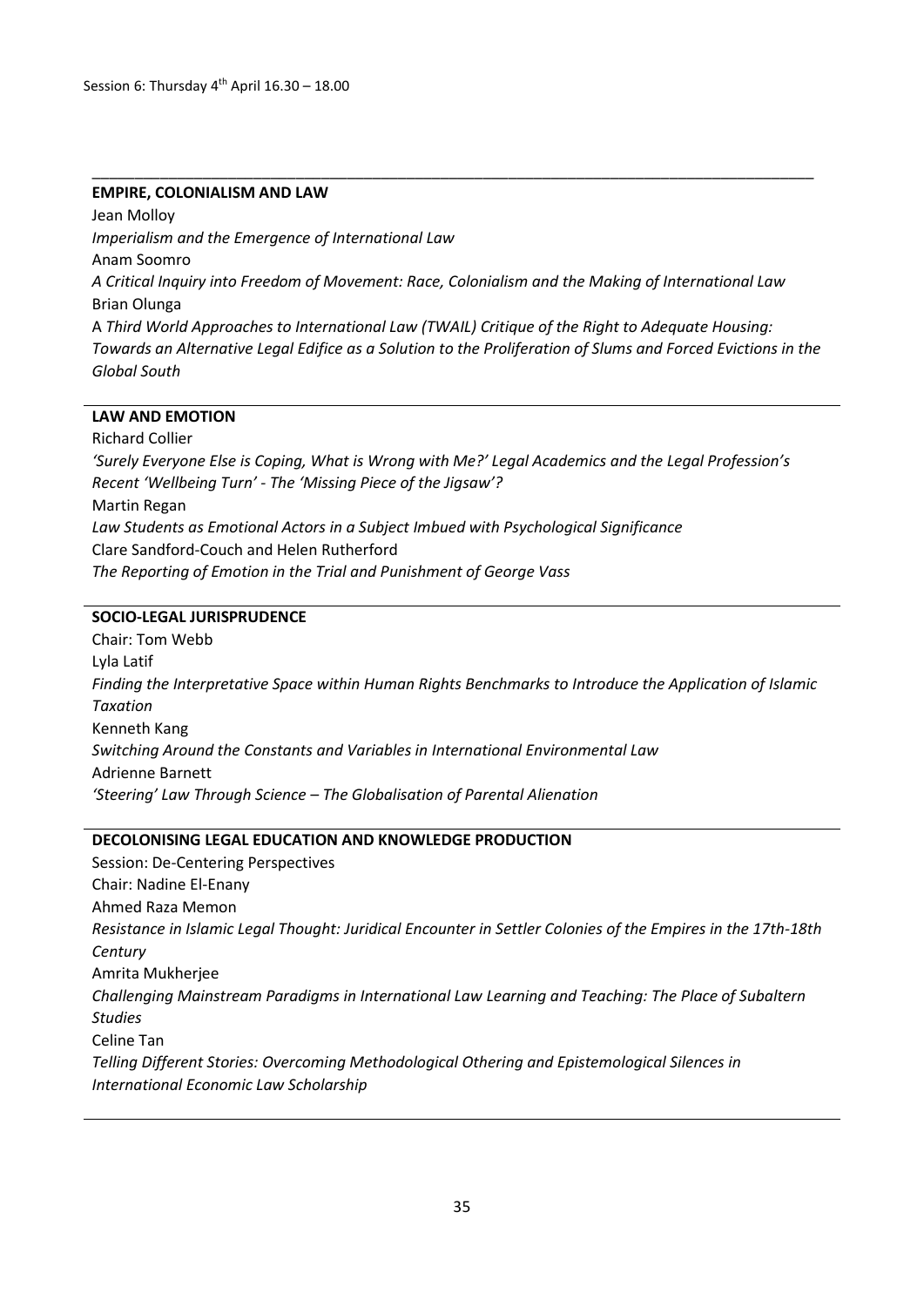Session 6: Thursday 4th April 16.30 – 18.00

**EMPIRE, COLONIALISM AND LAW**

Jean Molloy

*Imperialism and the Emergence of International Law*

Anam Soomro

*A Critical Inquiry into Freedom of Movement: Race, Colonialism and the Making of International Law*

Brian Olunga

A *Third World Approaches to International Law (TWAIL) Critique of the Right to Adequate Housing: Towards an Alternative Legal Edifice as a Solution to the Proliferation of Slums and Forced Evictions in the Global South*

**LAW AND EMOTION**

Richard Collier

*'Surely Everyone Else is Coping, What is Wrong with Me?' Legal Academics and the Legal Profession's Recent 'Wellbeing Turn' - The 'Missing Piece of the Jigsaw'?*

Martin Regan

*Law Students as Emotional Actors in a Subject Imbued with Psychological Significance*

Clare Sandford-Couch and Helen Rutherford

*The Reporting of Emotion in the Trial and Punishment of George Vass*

**SOCIO-LEGAL JURISPRUDENCE**

Chair: Tom Webb

Lyla Latif

*Finding the Interpretative Space within Human Rights Benchmarks to Introduce the Application of Islamic Taxation*

Kenneth Kang

*Switching Around the Constants and Variables in International Environmental Law*

Adrienne Barnett

*'Steering' Law Through Science – The Globalisation of Parental Alienation*

**DECOLONISING LEGAL EDUCATION AND KNOWLEDGE PRODUCTION**

Session: De-Centering Perspectives

Chair: Nadine El-Enany

Ahmed Raza Memon

*Resistance in Islamic Legal Thought: Juridical Encounter in Settler Colonies of the Empires in the 17th-18th Century*

Amrita Mukherjee

*Challenging Mainstream Paradigms in International Law Learning and Teaching: The Place of Subaltern Studies*

Celine Tan

*Telling Different Stories: Overcoming Methodological Othering and Epistemological Silences in International Economic Law Scholarship*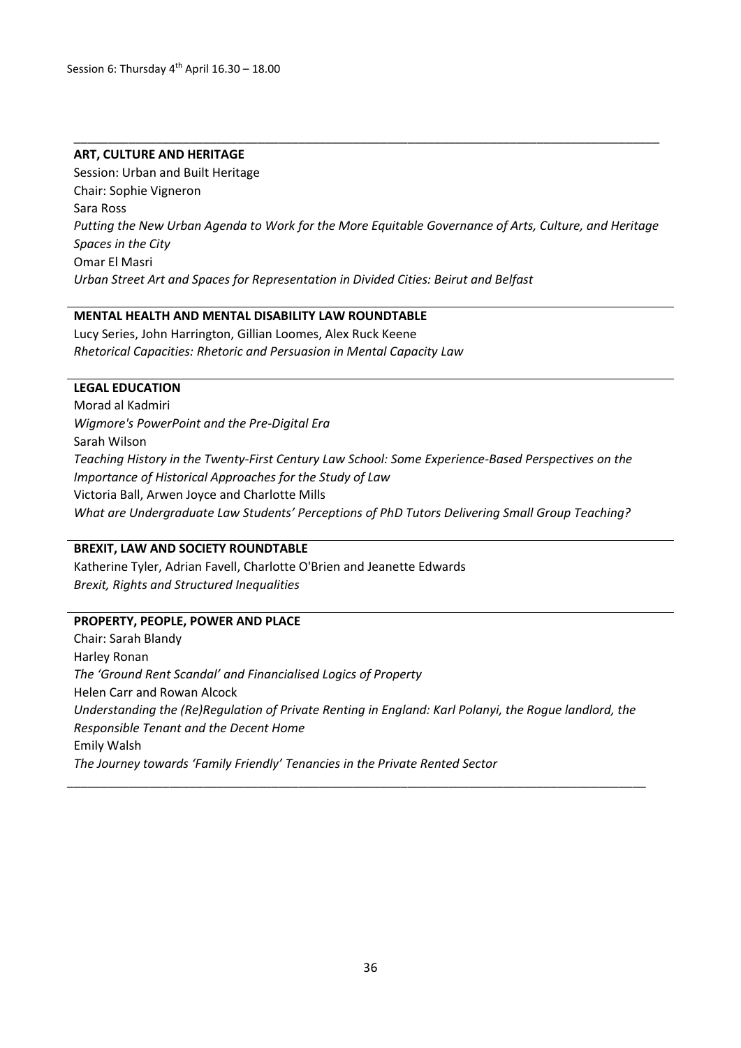Session 6: Thursday 4th April 16.30 – 18.00

---

**ART, CULTURE AND HERITAGE**

Session: Urban and Built Heritage

Chair: Sophie Vigneron

Sara Ross

*Putting the New Urban Agenda to Work for the More Equitable Governance of Arts, Culture, and Heritage Spaces in the City*

Omar El Masri

*Urban Street Art and Spaces for Representation in Divided Cities: Beirut and Belfast*

---

**MENTAL HEALTH AND MENTAL DISABILITY LAW ROUNDTABLE**

Lucy Series, John Harrington, Gillian Loomes, Alex Ruck Keene

*Rhetorical Capacities: Rhetoric and Persuasion in Mental Capacity Law*

---

**LEGAL EDUCATION**

Morad al Kadmiri

*Wigmore's PowerPoint and the Pre-Digital Era*

Sarah Wilson

*Teaching History in the Twenty-First Century Law School: Some Experience-Based Perspectives on the Importance of Historical Approaches for the Study of Law*

Victoria Ball, Arwen Joyce and Charlotte Mills

*What are Undergraduate Law Students' Perceptions of PhD Tutors Delivering Small Group Teaching?*

---

**BREXIT, LAW AND SOCIETY ROUNDTABLE**

Katherine Tyler, Adrian Favell, Charlotte O'Brien and Jeanette Edwards

*Brexit, Rights and Structured Inequalities*

---

**PROPERTY, PEOPLE, POWER AND PLACE**

Chair: Sarah Blandy

Harley Ronan

*The 'Ground Rent Scandal' and Financialised Logics of Property*

Helen Carr and Rowan Alcock

*Understanding the (Re)Regulation of Private Renting in England: Karl Polanyi, the Rogue landlord, the Responsible Tenant and the Decent Home*

Emily Walsh

*The Journey towards 'Family Friendly' Tenancies in the Private Rented Sector*

---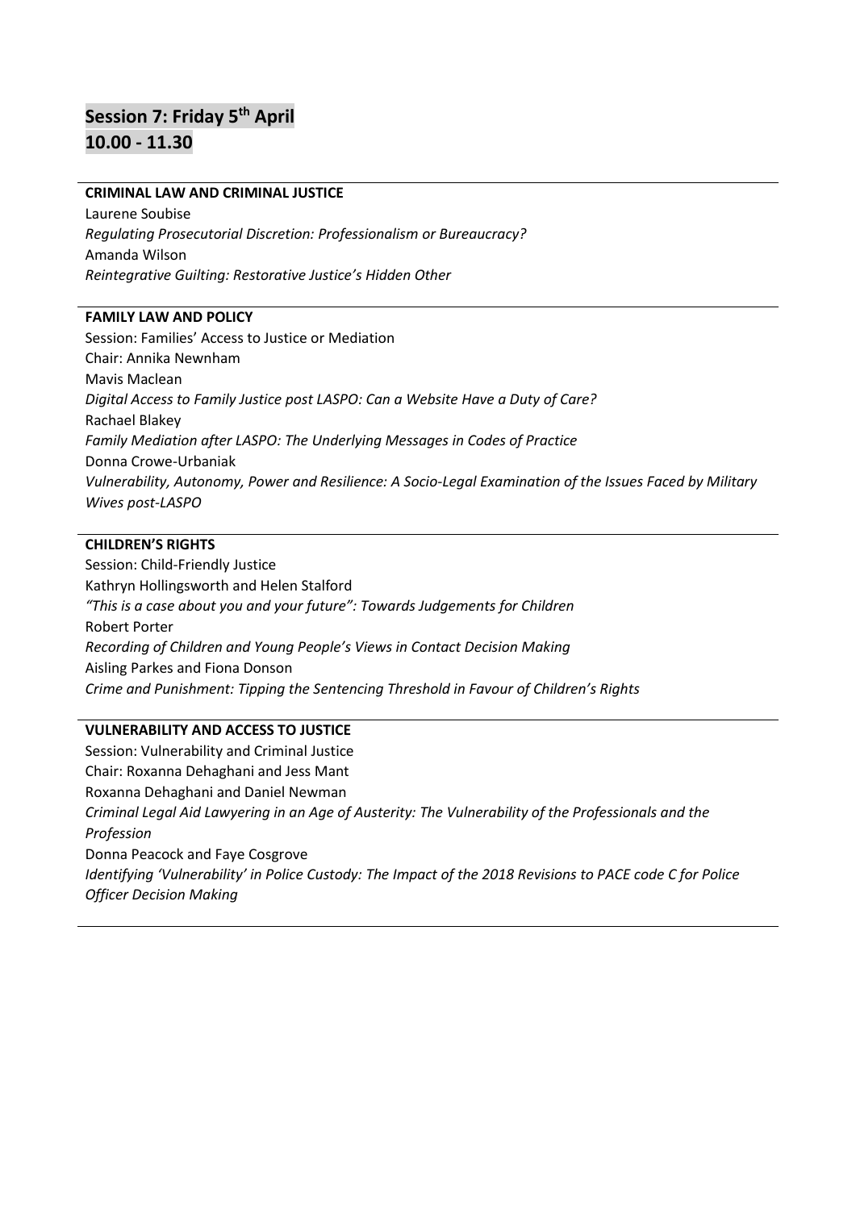## Session 7: Friday 5th April
## 10.00 - 11.30

---

**CRIMINAL LAW AND CRIMINAL JUSTICE**

Laurene Soubise
*Regulating Prosecutorial Discretion: Professionalism or Bureaucracy?*
Amanda Wilson
*Reintegrative Guilting: Restorative Justice's Hidden Other*

---

**FAMILY LAW AND POLICY**

Session: Families' Access to Justice or Mediation
Chair: Annika Newnham
Mavis Maclean
*Digital Access to Family Justice post LASPO: Can a Website Have a Duty of Care?*
Rachael Blakey
*Family Mediation after LASPO: The Underlying Messages in Codes of Practice*
Donna Crowe-Urbaniak
*Vulnerability, Autonomy, Power and Resilience: A Socio-Legal Examination of the Issues Faced by Military Wives post-LASPO*

---

**CHILDREN'S RIGHTS**

Session: Child-Friendly Justice
Kathryn Hollingsworth and Helen Stalford
*"This is a case about you and your future": Towards Judgements for Children*
Robert Porter
*Recording of Children and Young People's Views in Contact Decision Making*
Aisling Parkes and Fiona Donson
*Crime and Punishment: Tipping the Sentencing Threshold in Favour of Children's Rights*

---

**VULNERABILITY AND ACCESS TO JUSTICE**

Session: Vulnerability and Criminal Justice
Chair: Roxanna Dehaghani and Jess Mant
Roxanna Dehaghani and Daniel Newman
*Criminal Legal Aid Lawyering in an Age of Austerity: The Vulnerability of the Professionals and the Profession*
Donna Peacock and Faye Cosgrove
*Identifying 'Vulnerability' in Police Custody: The Impact of the 2018 Revisions to PACE code C for Police Officer Decision Making*

---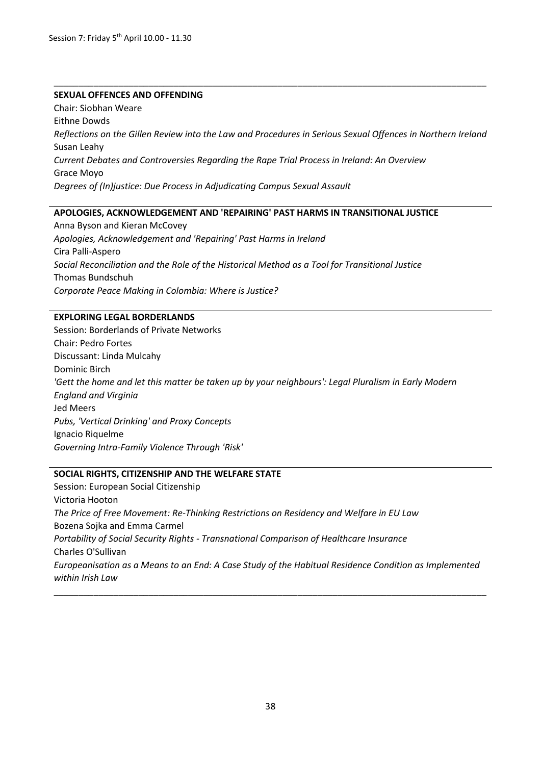Session 7: Friday 5th April 10.00 - 11.30

## SEXUAL OFFENCES AND OFFENDING

Chair: Siobhan Weare

Eithne Dowds

*Reflections on the Gillen Review into the Law and Procedures in Serious Sexual Offences in Northern Ireland*

Susan Leahy

*Current Debates and Controversies Regarding the Rape Trial Process in Ireland: An Overview*

Grace Moyo

*Degrees of (In)justice: Due Process in Adjudicating Campus Sexual Assault*

## APOLOGIES, ACKNOWLEDGEMENT AND 'REPAIRING' PAST HARMS IN TRANSITIONAL JUSTICE

Anna Byson and Kieran McCovey

*Apologies, Acknowledgement and 'Repairing' Past Harms in Ireland*

Cira Palli-Aspero

*Social Reconciliation and the Role of the Historical Method as a Tool for Transitional Justice*

Thomas Bundschuh

*Corporate Peace Making in Colombia: Where is Justice?*

## EXPLORING LEGAL BORDERLANDS

Session: Borderlands of Private Networks

Chair: Pedro Fortes

Discussant: Linda Mulcahy

Dominic Birch

*'Gett the home and let this matter be taken up by your neighbours': Legal Pluralism in Early Modern England and Virginia*

Jed Meers

*Pubs, 'Vertical Drinking' and Proxy Concepts*

Ignacio Riquelme

*Governing Intra-Family Violence Through 'Risk'*

## SOCIAL RIGHTS, CITIZENSHIP AND THE WELFARE STATE

Session: European Social Citizenship

Victoria Hooton

*The Price of Free Movement: Re-Thinking Restrictions on Residency and Welfare in EU Law*

Bozena Sojka and Emma Carmel

*Portability of Social Security Rights - Transnational Comparison of Healthcare Insurance*

Charles O'Sullivan

*Europeanisation as a Means to an End: A Case Study of the Habitual Residence Condition as Implemented within Irish Law*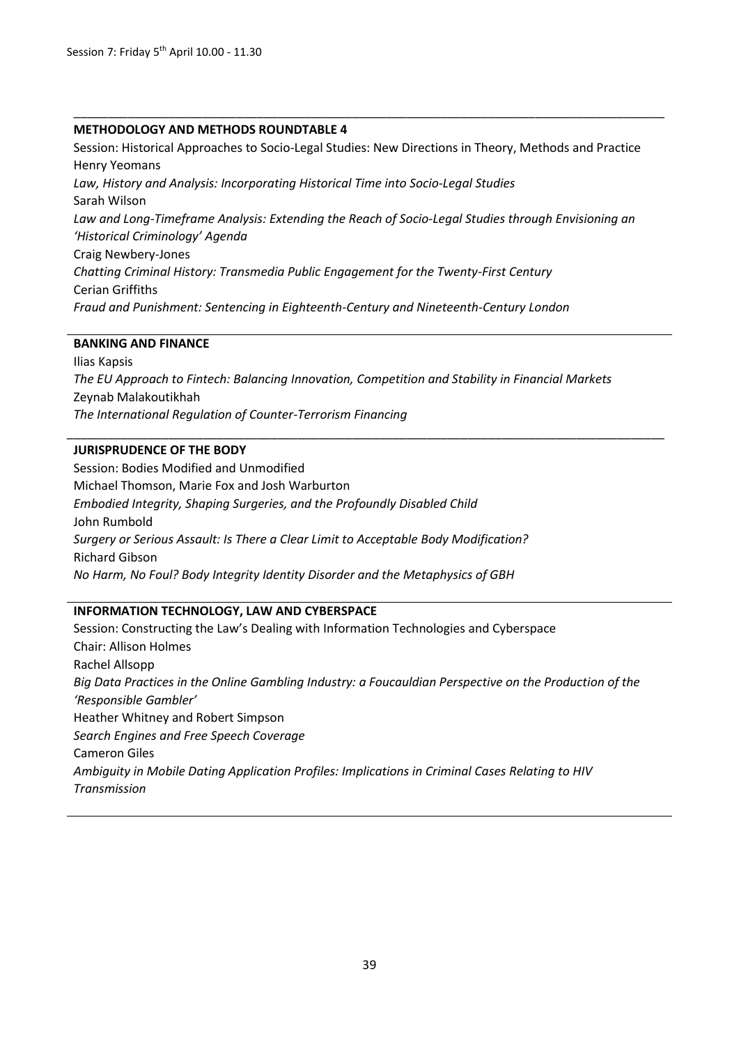Session 7: Friday 5th April 10.00 - 11.30

---

**METHODOLOGY AND METHODS ROUNDTABLE 4**

Session: Historical Approaches to Socio-Legal Studies: New Directions in Theory, Methods and Practice

Henry Yeomans

*Law, History and Analysis: Incorporating Historical Time into Socio-Legal Studies*

Sarah Wilson

*Law and Long-Timeframe Analysis: Extending the Reach of Socio-Legal Studies through Envisioning an 'Historical Criminology' Agenda*

Craig Newbery-Jones

*Chatting Criminal History: Transmedia Public Engagement for the Twenty-First Century*

Cerian Griffiths

*Fraud and Punishment: Sentencing in Eighteenth-Century and Nineteenth-Century London*

---

**BANKING AND FINANCE**

Ilias Kapsis

*The EU Approach to Fintech: Balancing Innovation, Competition and Stability in Financial Markets*

Zeynab Malakoutikhah

*The International Regulation of Counter-Terrorism Financing*

---

**JURISPRUDENCE OF THE BODY**

Session: Bodies Modified and Unmodified

Michael Thomson, Marie Fox and Josh Warburton

*Embodied Integrity, Shaping Surgeries, and the Profoundly Disabled Child*

John Rumbold

*Surgery or Serious Assault: Is There a Clear Limit to Acceptable Body Modification?*

Richard Gibson

*No Harm, No Foul? Body Integrity Identity Disorder and the Metaphysics of GBH*

---

**INFORMATION TECHNOLOGY, LAW AND CYBERSPACE**

Session: Constructing the Law's Dealing with Information Technologies and Cyberspace

Chair: Allison Holmes

Rachel Allsopp

*Big Data Practices in the Online Gambling Industry: a Foucauldian Perspective on the Production of the 'Responsible Gambler'*

Heather Whitney and Robert Simpson

*Search Engines and Free Speech Coverage*

Cameron Giles

*Ambiguity in Mobile Dating Application Profiles: Implications in Criminal Cases Relating to HIV Transmission*

---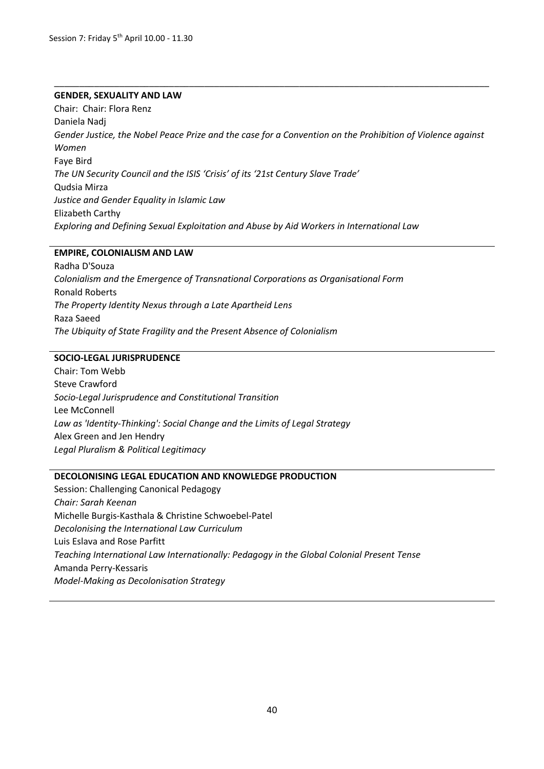Session 7: Friday 5th April 10.00 - 11.30

---

**GENDER, SEXUALITY AND LAW**

Chair: Chair: Flora Renz

Daniela Nadj

*Gender Justice, the Nobel Peace Prize and the case for a Convention on the Prohibition of Violence against Women*

Faye Bird

*The UN Security Council and the ISIS 'Crisis' of its '21st Century Slave Trade'*

Qudsia Mirza

*Justice and Gender Equality in Islamic Law*

Elizabeth Carthy

*Exploring and Defining Sexual Exploitation and Abuse by Aid Workers in International Law*

---

**EMPIRE, COLONIALISM AND LAW**

Radha D'Souza

*Colonialism and the Emergence of Transnational Corporations as Organisational Form*

Ronald Roberts

*The Property Identity Nexus through a Late Apartheid Lens*

Raza Saeed

*The Ubiquity of State Fragility and the Present Absence of Colonialism*

---

**SOCIO-LEGAL JURISPRUDENCE**

Chair: Tom Webb

Steve Crawford

*Socio-Legal Jurisprudence and Constitutional Transition*

Lee McConnell

*Law as 'Identity-Thinking': Social Change and the Limits of Legal Strategy*

Alex Green and Jen Hendry

*Legal Pluralism & Political Legitimacy*

---

**DECOLONISING LEGAL EDUCATION AND KNOWLEDGE PRODUCTION**

Session: Challenging Canonical Pedagogy

*Chair: Sarah Keenan*

Michelle Burgis-Kasthala & Christine Schwoebel-Patel

*Decolonising the International Law Curriculum*

Luis Eslava and Rose Parfitt

*Teaching International Law Internationally: Pedagogy in the Global Colonial Present Tense*

Amanda Perry-Kessaris

*Model-Making as Decolonisation Strategy*

---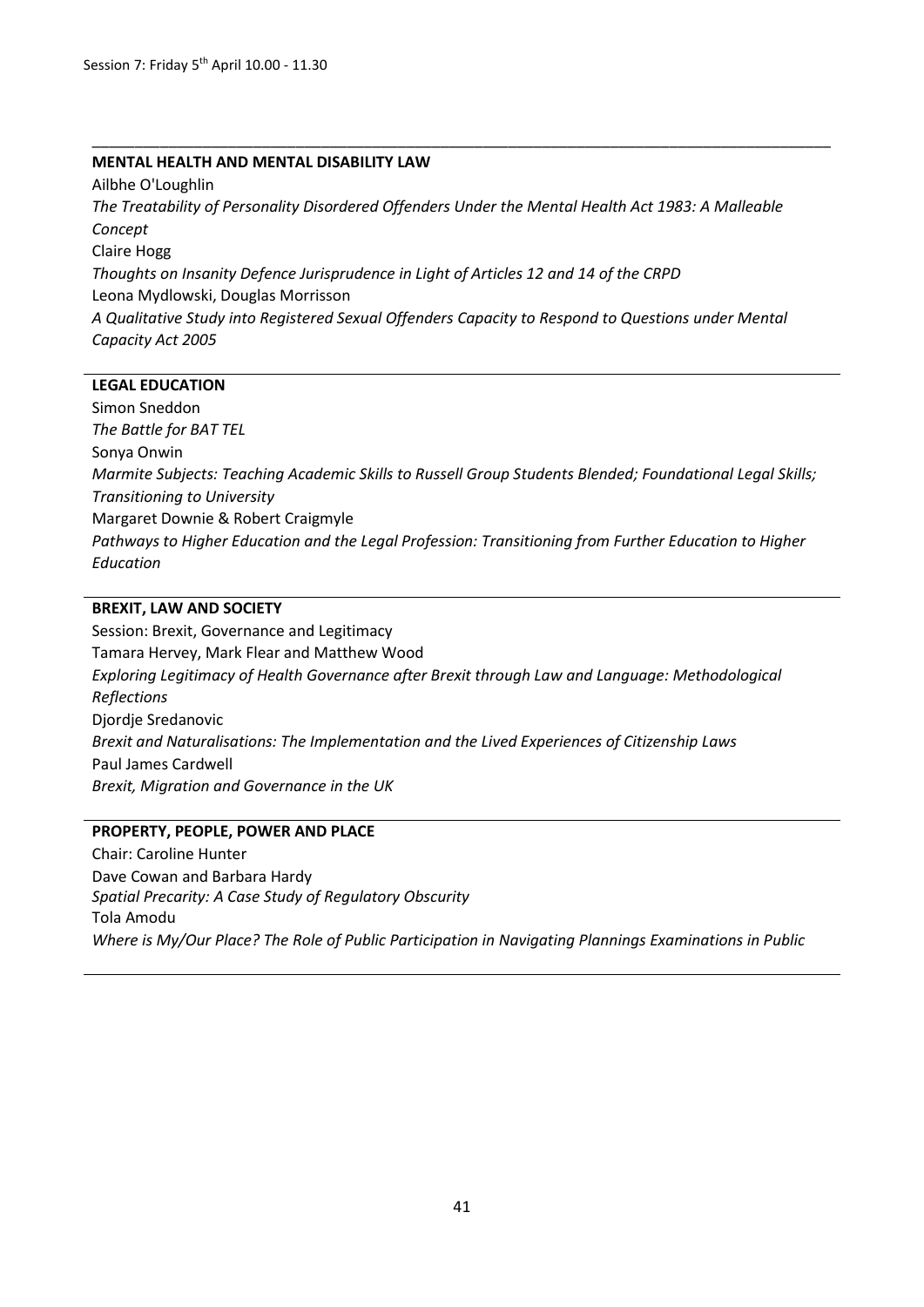Session 7: Friday 5th April 10.00 - 11.30

## MENTAL HEALTH AND MENTAL DISABILITY LAW

Ailbhe O'Loughlin

*The Treatability of Personality Disordered Offenders Under the Mental Health Act 1983: A Malleable Concept*

Claire Hogg

*Thoughts on Insanity Defence Jurisprudence in Light of Articles 12 and 14 of the CRPD*

Leona Mydlowski, Douglas Morrisson

*A Qualitative Study into Registered Sexual Offenders Capacity to Respond to Questions under Mental Capacity Act 2005*

## LEGAL EDUCATION

Simon Sneddon

*The Battle for BAT TEL*

Sonya Onwin

*Marmite Subjects: Teaching Academic Skills to Russell Group Students Blended; Foundational Legal Skills; Transitioning to University*

Margaret Downie & Robert Craigmyle

*Pathways to Higher Education and the Legal Profession: Transitioning from Further Education to Higher Education*

## BREXIT, LAW AND SOCIETY

Session: Brexit, Governance and Legitimacy

Tamara Hervey, Mark Flear and Matthew Wood

*Exploring Legitimacy of Health Governance after Brexit through Law and Language: Methodological Reflections*

Djordje Sredanovic

*Brexit and Naturalisations: The Implementation and the Lived Experiences of Citizenship Laws*

Paul James Cardwell

*Brexit, Migration and Governance in the UK*

## PROPERTY, PEOPLE, POWER AND PLACE

Chair: Caroline Hunter

Dave Cowan and Barbara Hardy

*Spatial Precarity: A Case Study of Regulatory Obscurity*

Tola Amodu

*Where is My/Our Place? The Role of Public Participation in Navigating Plannings Examinations in Public*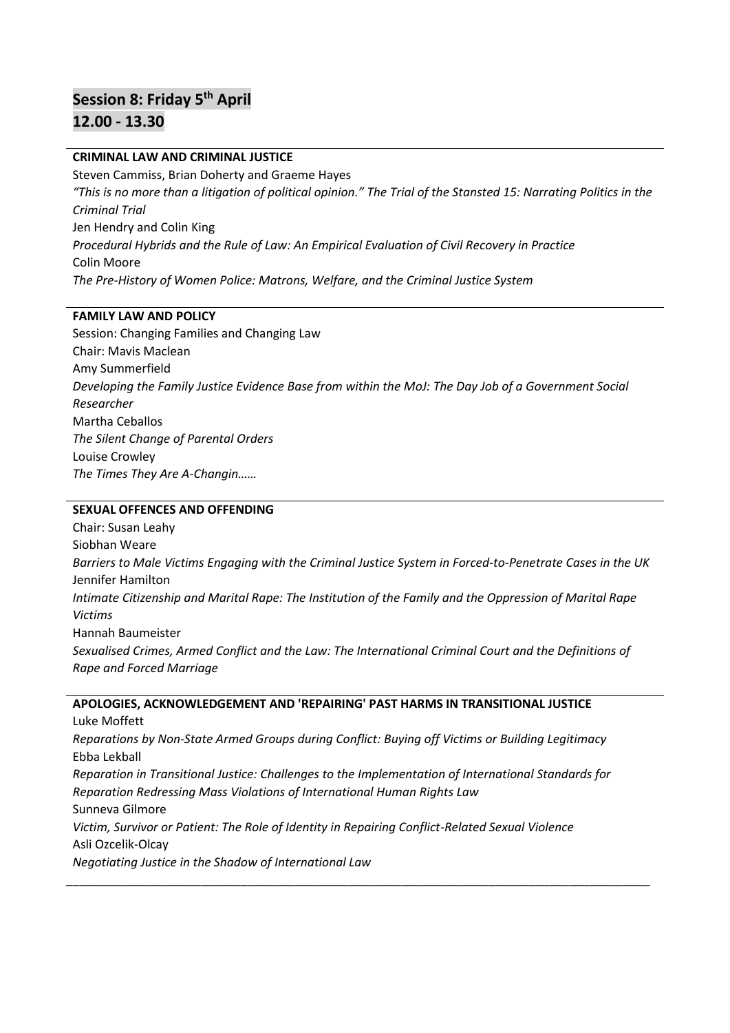## Session 8: Friday 5th April
## 12.00 - 13.30

---

**CRIMINAL LAW AND CRIMINAL JUSTICE**

Steven Cammiss, Brian Doherty and Graeme Hayes

*"This is no more than a litigation of political opinion." The Trial of the Stansted 15: Narrating Politics in the Criminal Trial*

Jen Hendry and Colin King

*Procedural Hybrids and the Rule of Law: An Empirical Evaluation of Civil Recovery in Practice*

Colin Moore

*The Pre-History of Women Police: Matrons, Welfare, and the Criminal Justice System*

---

**FAMILY LAW AND POLICY**

Session: Changing Families and Changing Law

Chair: Mavis Maclean

Amy Summerfield

*Developing the Family Justice Evidence Base from within the MoJ: The Day Job of a Government Social Researcher*

Martha Ceballos

*The Silent Change of Parental Orders*

Louise Crowley

*The Times They Are A-Changin……*

---

**SEXUAL OFFENCES AND OFFENDING**

Chair: Susan Leahy

Siobhan Weare

*Barriers to Male Victims Engaging with the Criminal Justice System in Forced-to-Penetrate Cases in the UK*

Jennifer Hamilton

*Intimate Citizenship and Marital Rape: The Institution of the Family and the Oppression of Marital Rape Victims*

Hannah Baumeister

*Sexualised Crimes, Armed Conflict and the Law: The International Criminal Court and the Definitions of Rape and Forced Marriage*

---

**APOLOGIES, ACKNOWLEDGEMENT AND 'REPAIRING' PAST HARMS IN TRANSITIONAL JUSTICE**

Luke Moffett

*Reparations by Non-State Armed Groups during Conflict: Buying off Victims or Building Legitimacy*

Ebba Lekball

*Reparation in Transitional Justice: Challenges to the Implementation of International Standards for Reparation Redressing Mass Violations of International Human Rights Law*

Sunneva Gilmore

*Victim, Survivor or Patient: The Role of Identity in Repairing Conflict-Related Sexual Violence*

Asli Ozcelik-Olcay

*Negotiating Justice in the Shadow of International Law*

---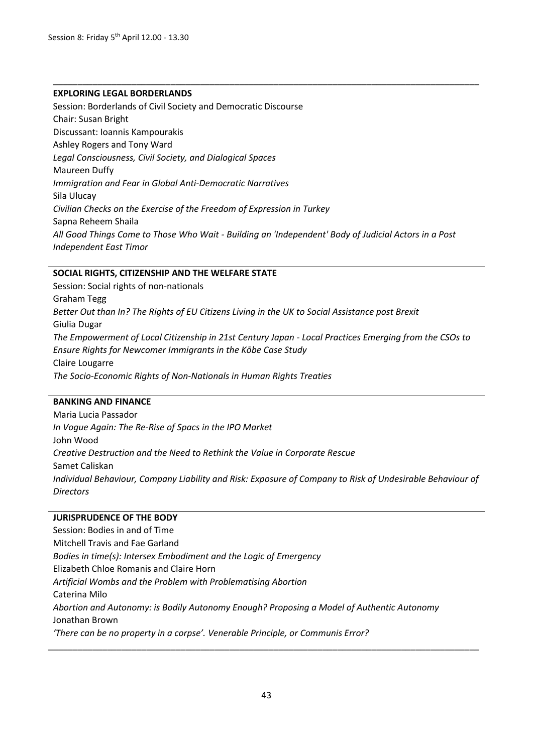Session 8: Friday 5th April 12.00 - 13.30

---

**EXPLORING LEGAL BORDERLANDS**

Session: Borderlands of Civil Society and Democratic Discourse
Chair: Susan Bright
Discussant: Ioannis Kampourakis
Ashley Rogers and Tony Ward
*Legal Consciousness, Civil Society, and Dialogical Spaces*
Maureen Duffy
*Immigration and Fear in Global Anti-Democratic Narratives*
Sila Ulucay
*Civilian Checks on the Exercise of the Freedom of Expression in Turkey*
Sapna Reheem Shaila
*All Good Things Come to Those Who Wait - Building an 'Independent' Body of Judicial Actors in a Post Independent East Timor*

---

**SOCIAL RIGHTS, CITIZENSHIP AND THE WELFARE STATE**

Session: Social rights of non-nationals
Graham Tegg
*Better Out than In? The Rights of EU Citizens Living in the UK to Social Assistance post Brexit*
Giulia Dugar
*The Empowerment of Local Citizenship in 21st Century Japan - Local Practices Emerging from the CSOs to Ensure Rights for Newcomer Immigrants in the Kōbe Case Study*
Claire Lougarre
*The Socio-Economic Rights of Non-Nationals in Human Rights Treaties*

---

**BANKING AND FINANCE**

Maria Lucia Passador
*In Vogue Again: The Re-Rise of Spacs in the IPO Market*
John Wood
*Creative Destruction and the Need to Rethink the Value in Corporate Rescue*
Samet Caliskan
*Individual Behaviour, Company Liability and Risk: Exposure of Company to Risk of Undesirable Behaviour of Directors*

---

**JURISPRUDENCE OF THE BODY**

Session: Bodies in and of Time
Mitchell Travis and Fae Garland
*Bodies in time(s): Intersex Embodiment and the Logic of Emergency*
Elizabeth Chloe Romanis and Claire Horn
*Artificial Wombs and the Problem with Problematising Abortion*
Caterina Milo
*Abortion and Autonomy: is Bodily Autonomy Enough? Proposing a Model of Authentic Autonomy*
Jonathan Brown
*'There can be no property in a corpse'. Venerable Principle, or Communis Error?*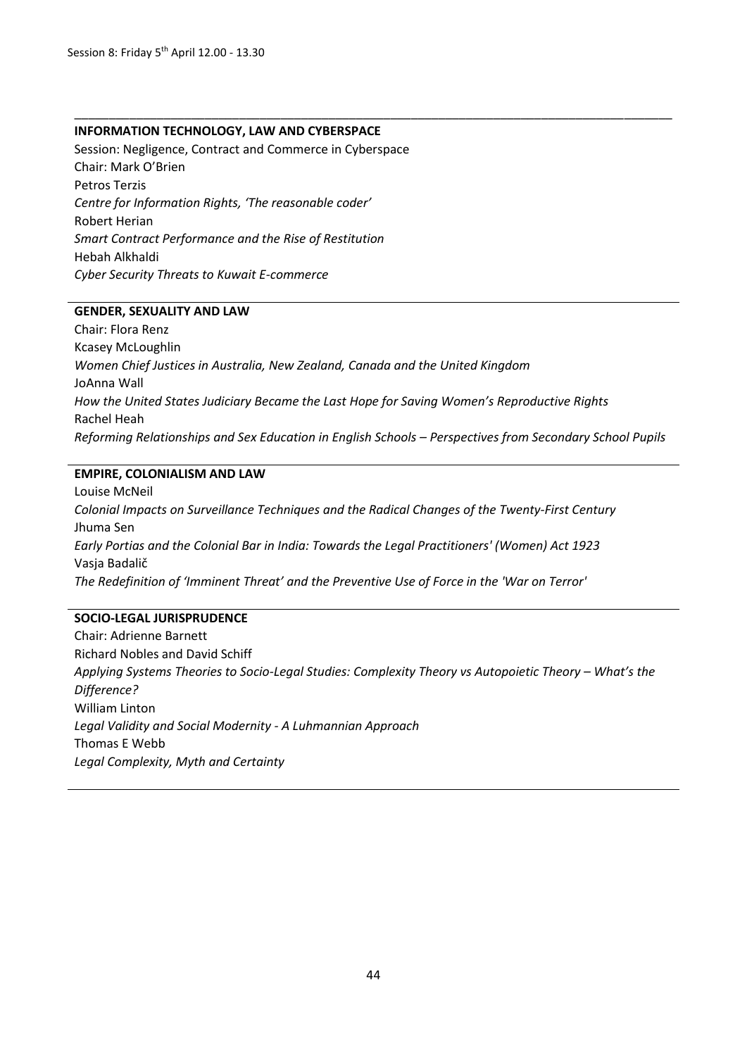Session 8: Friday 5th April 12.00 - 13.30

---

**INFORMATION TECHNOLOGY, LAW AND CYBERSPACE**

Session: Negligence, Contract and Commerce in Cyberspace

Chair: Mark O'Brien

Petros Terzis

*Centre for Information Rights, 'The reasonable coder'*

Robert Herian

*Smart Contract Performance and the Rise of Restitution*

Hebah Alkhaldi

*Cyber Security Threats to Kuwait E-commerce*

---

**GENDER, SEXUALITY AND LAW**

Chair: Flora Renz

Kcasey McLoughlin

*Women Chief Justices in Australia, New Zealand, Canada and the United Kingdom*

JoAnna Wall

*How the United States Judiciary Became the Last Hope for Saving Women's Reproductive Rights*

Rachel Heah

*Reforming Relationships and Sex Education in English Schools – Perspectives from Secondary School Pupils*

---

**EMPIRE, COLONIALISM AND LAW**

Louise McNeil

*Colonial Impacts on Surveillance Techniques and the Radical Changes of the Twenty-First Century*

Jhuma Sen

*Early Portias and the Colonial Bar in India: Towards the Legal Practitioners' (Women) Act 1923*

Vasja Badalič

*The Redefinition of 'Imminent Threat' and the Preventive Use of Force in the 'War on Terror'*

---

**SOCIO-LEGAL JURISPRUDENCE**

Chair: Adrienne Barnett

Richard Nobles and David Schiff

*Applying Systems Theories to Socio-Legal Studies: Complexity Theory vs Autopoietic Theory – What's the Difference?*

William Linton

*Legal Validity and Social Modernity - A Luhmannian Approach*

Thomas E Webb

*Legal Complexity, Myth and Certainty*

---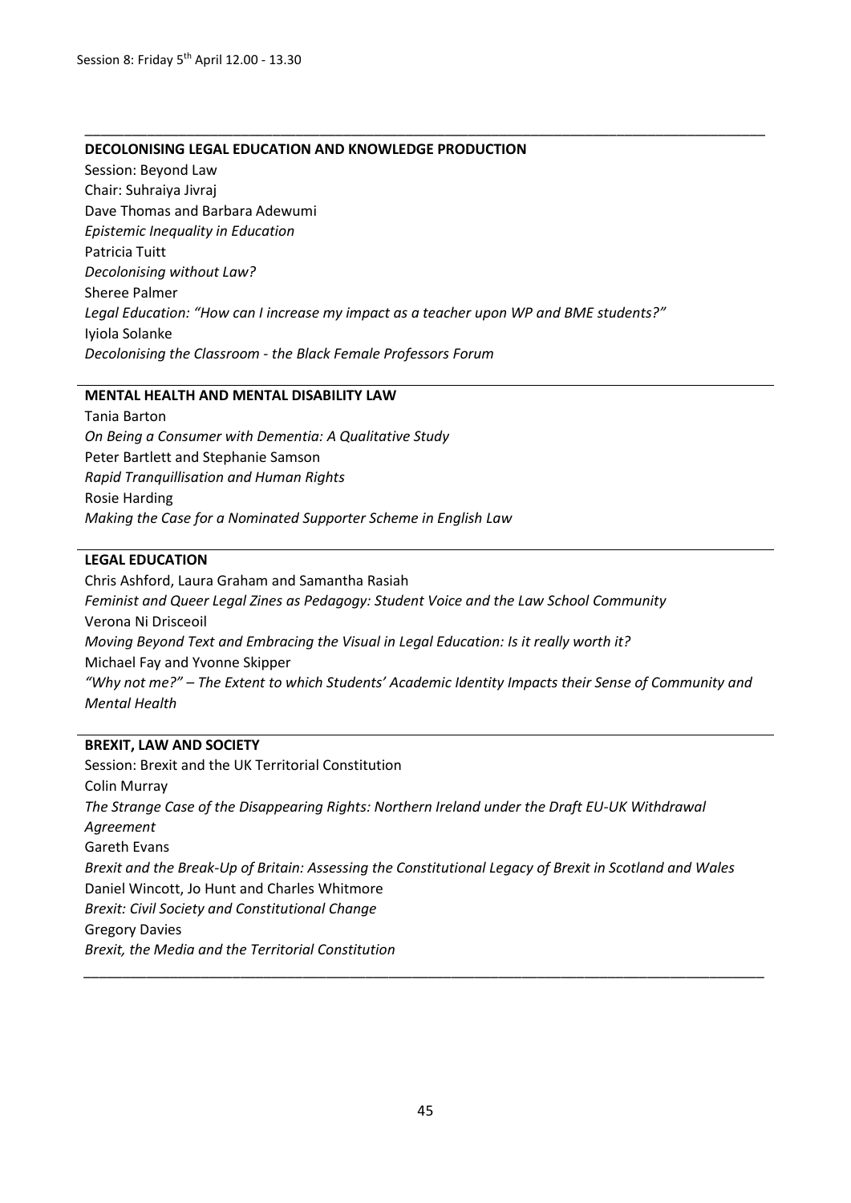Session 8: Friday 5th April 12.00 - 13.30

## DECOLONISING LEGAL EDUCATION AND KNOWLEDGE PRODUCTION

Session: Beyond Law
Chair: Suhraiya Jivraj
Dave Thomas and Barbara Adewumi
*Epistemic Inequality in Education*
Patricia Tuitt
*Decolonising without Law?*
Sheree Palmer
*Legal Education: "How can I increase my impact as a teacher upon WP and BME students?"*
Iyiola Solanke
*Decolonising the Classroom - the Black Female Professors Forum*

## MENTAL HEALTH AND MENTAL DISABILITY LAW

Tania Barton
*On Being a Consumer with Dementia: A Qualitative Study*
Peter Bartlett and Stephanie Samson
*Rapid Tranquillisation and Human Rights*
Rosie Harding
*Making the Case for a Nominated Supporter Scheme in English Law*

## LEGAL EDUCATION

Chris Ashford, Laura Graham and Samantha Rasiah
*Feminist and Queer Legal Zines as Pedagogy: Student Voice and the Law School Community*
Verona Ni Drisceoil
*Moving Beyond Text and Embracing the Visual in Legal Education: Is it really worth it?*
Michael Fay and Yvonne Skipper
*"Why not me?" – The Extent to which Students' Academic Identity Impacts their Sense of Community and Mental Health*

## BREXIT, LAW AND SOCIETY

Session: Brexit and the UK Territorial Constitution
Colin Murray
*The Strange Case of the Disappearing Rights: Northern Ireland under the Draft EU-UK Withdrawal Agreement*
Gareth Evans
*Brexit and the Break-Up of Britain: Assessing the Constitutional Legacy of Brexit in Scotland and Wales*
Daniel Wincott, Jo Hunt and Charles Whitmore
*Brexit: Civil Society and Constitutional Change*
Gregory Davies
*Brexit, the Media and the Territorial Constitution*